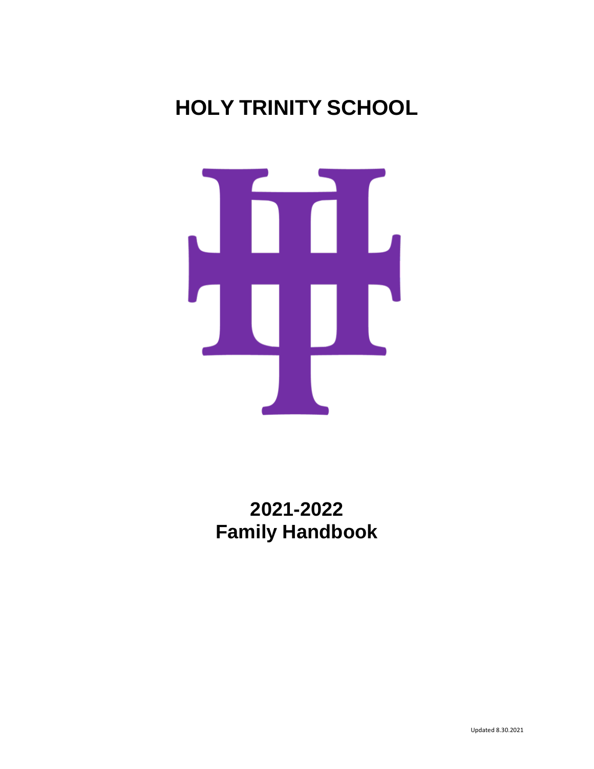# HOLY TRINITY SCHOOL

## 2021-2022
## Family Handbook

Updated 8.30.2021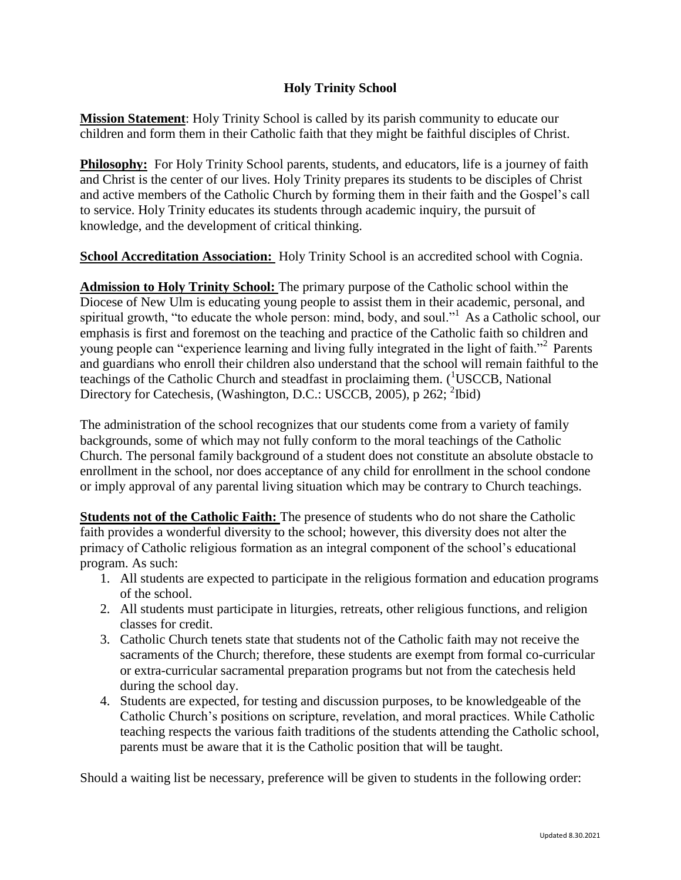# Holy Trinity School

**Mission Statement**: Holy Trinity School is called by its parish community to educate our children and form them in their Catholic faith that they might be faithful disciples of Christ.

**Philosophy:** For Holy Trinity School parents, students, and educators, life is a journey of faith and Christ is the center of our lives. Holy Trinity prepares its students to be disciples of Christ and active members of the Catholic Church by forming them in their faith and the Gospel's call to service. Holy Trinity educates its students through academic inquiry, the pursuit of knowledge, and the development of critical thinking.

**School Accreditation Association:** Holy Trinity School is an accredited school with Cognia.

**Admission to Holy Trinity School:** The primary purpose of the Catholic school within the Diocese of New Ulm is educating young people to assist them in their academic, personal, and spiritual growth, "to educate the whole person: mind, body, and soul."[1] As a Catholic school, our emphasis is first and foremost on the teaching and practice of the Catholic faith so children and young people can "experience learning and living fully integrated in the light of faith."[2] Parents and guardians who enroll their children also understand that the school will remain faithful to the teachings of the Catholic Church and steadfast in proclaiming them. ([1]USCCB, National Directory for Catechesis, (Washington, D.C.: USCCB, 2005), p 262; [2]Ibid)

The administration of the school recognizes that our students come from a variety of family backgrounds, some of which may not fully conform to the moral teachings of the Catholic Church. The personal family background of a student does not constitute an absolute obstacle to enrollment in the school, nor does acceptance of any child for enrollment in the school condone or imply approval of any parental living situation which may be contrary to Church teachings.

**Students not of the Catholic Faith:** The presence of students who do not share the Catholic faith provides a wonderful diversity to the school; however, this diversity does not alter the primacy of Catholic religious formation as an integral component of the school's educational program. As such:

1. All students are expected to participate in the religious formation and education programs of the school.
2. All students must participate in liturgies, retreats, other religious functions, and religion classes for credit.
3. Catholic Church tenets state that students not of the Catholic faith may not receive the sacraments of the Church; therefore, these students are exempt from formal co-curricular or extra-curricular sacramental preparation programs but not from the catechesis held during the school day.
4. Students are expected, for testing and discussion purposes, to be knowledgeable of the Catholic Church's positions on scripture, revelation, and moral practices. While Catholic teaching respects the various faith traditions of the students attending the Catholic school, parents must be aware that it is the Catholic position that will be taught.

Should a waiting list be necessary, preference will be given to students in the following order: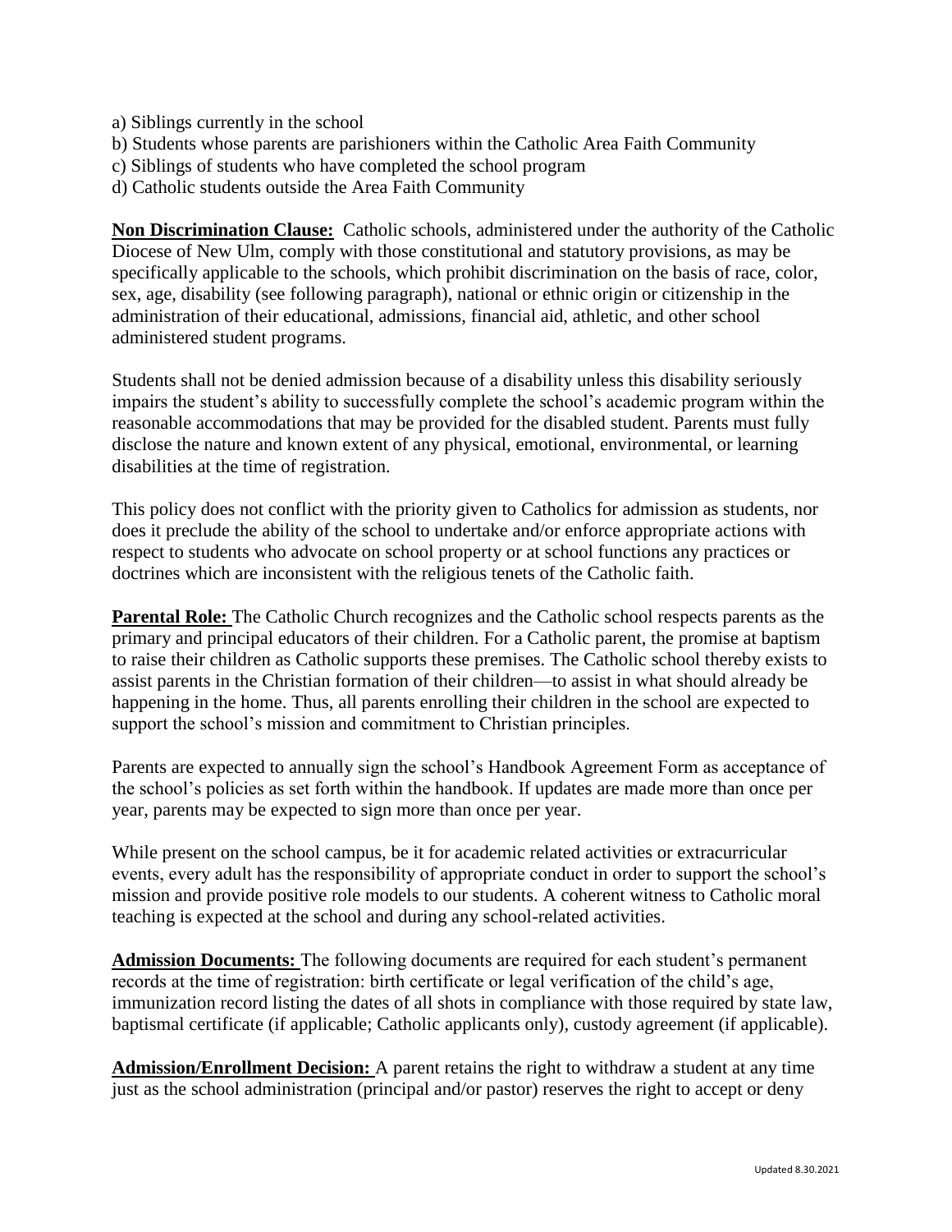a) Siblings currently in the school
b) Students whose parents are parishioners within the Catholic Area Faith Community
c) Siblings of students who have completed the school program
d) Catholic students outside the Area Faith Community

**Non Discrimination Clause:** Catholic schools, administered under the authority of the Catholic Diocese of New Ulm, comply with those constitutional and statutory provisions, as may be specifically applicable to the schools, which prohibit discrimination on the basis of race, color, sex, age, disability (see following paragraph), national or ethnic origin or citizenship in the administration of their educational, admissions, financial aid, athletic, and other school administered student programs.

Students shall not be denied admission because of a disability unless this disability seriously impairs the student's ability to successfully complete the school's academic program within the reasonable accommodations that may be provided for the disabled student. Parents must fully disclose the nature and known extent of any physical, emotional, environmental, or learning disabilities at the time of registration.

This policy does not conflict with the priority given to Catholics for admission as students, nor does it preclude the ability of the school to undertake and/or enforce appropriate actions with respect to students who advocate on school property or at school functions any practices or doctrines which are inconsistent with the religious tenets of the Catholic faith.

**Parental Role:** The Catholic Church recognizes and the Catholic school respects parents as the primary and principal educators of their children. For a Catholic parent, the promise at baptism to raise their children as Catholic supports these premises. The Catholic school thereby exists to assist parents in the Christian formation of their children—to assist in what should already be happening in the home. Thus, all parents enrolling their children in the school are expected to support the school's mission and commitment to Christian principles.

Parents are expected to annually sign the school's Handbook Agreement Form as acceptance of the school's policies as set forth within the handbook. If updates are made more than once per year, parents may be expected to sign more than once per year.

While present on the school campus, be it for academic related activities or extracurricular events, every adult has the responsibility of appropriate conduct in order to support the school's mission and provide positive role models to our students. A coherent witness to Catholic moral teaching is expected at the school and during any school-related activities.

**Admission Documents:** The following documents are required for each student's permanent records at the time of registration: birth certificate or legal verification of the child's age, immunization record listing the dates of all shots in compliance with those required by state law, baptismal certificate (if applicable; Catholic applicants only), custody agreement (if applicable).

**Admission/Enrollment Decision:** A parent retains the right to withdraw a student at any time just as the school administration (principal and/or pastor) reserves the right to accept or deny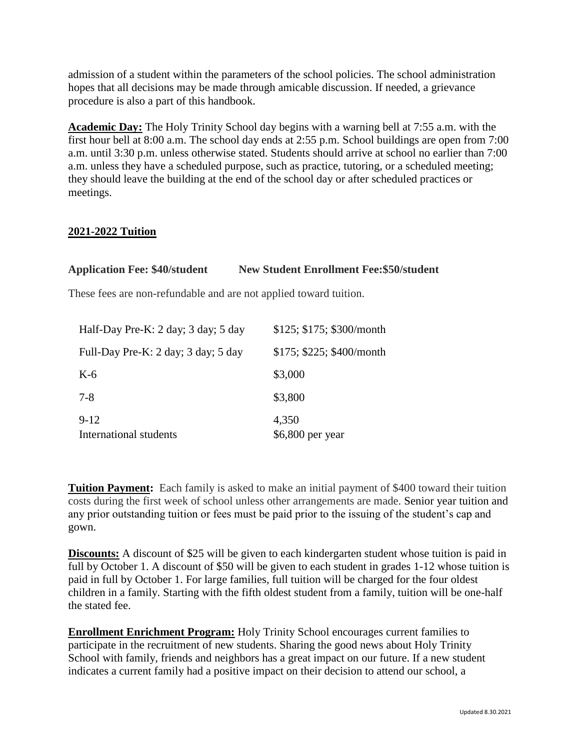admission of a student within the parameters of the school policies. The school administration hopes that all decisions may be made through amicable discussion. If needed, a grievance procedure is also a part of this handbook.

**Academic Day:** The Holy Trinity School day begins with a warning bell at 7:55 a.m. with the first hour bell at 8:00 a.m. The school day ends at 2:55 p.m. School buildings are open from 7:00 a.m. until 3:30 p.m. unless otherwise stated. Students should arrive at school no earlier than 7:00 a.m. unless they have a scheduled purpose, such as practice, tutoring, or a scheduled meeting; they should leave the building at the end of the school day or after scheduled practices or meetings.

## 2021-2022 Tuition

**Application Fee: $40/student** **New Student Enrollment Fee:$50/student**

These fees are non-refundable and are not applied toward tuition.

| | |
|---|---|
| Half-Day Pre-K: 2 day; 3 day; 5 day | $125; $175; $300/month |
| Full-Day Pre-K: 2 day; 3 day; 5 day | $175; $225; $400/month |
| K-6 | $3,000 |
| 7-8 | $3,800 |
| 9-12 | 4,350 |
| International students | $6,800 per year |

**Tuition Payment:** Each family is asked to make an initial payment of $400 toward their tuition costs during the first week of school unless other arrangements are made. Senior year tuition and any prior outstanding tuition or fees must be paid prior to the issuing of the student's cap and gown.

**Discounts:** A discount of $25 will be given to each kindergarten student whose tuition is paid in full by October 1. A discount of $50 will be given to each student in grades 1-12 whose tuition is paid in full by October 1. For large families, full tuition will be charged for the four oldest children in a family. Starting with the fifth oldest student from a family, tuition will be one-half the stated fee.

**Enrollment Enrichment Program:** Holy Trinity School encourages current families to participate in the recruitment of new students. Sharing the good news about Holy Trinity School with family, friends and neighbors has a great impact on our future. If a new student indicates a current family had a positive impact on their decision to attend our school, a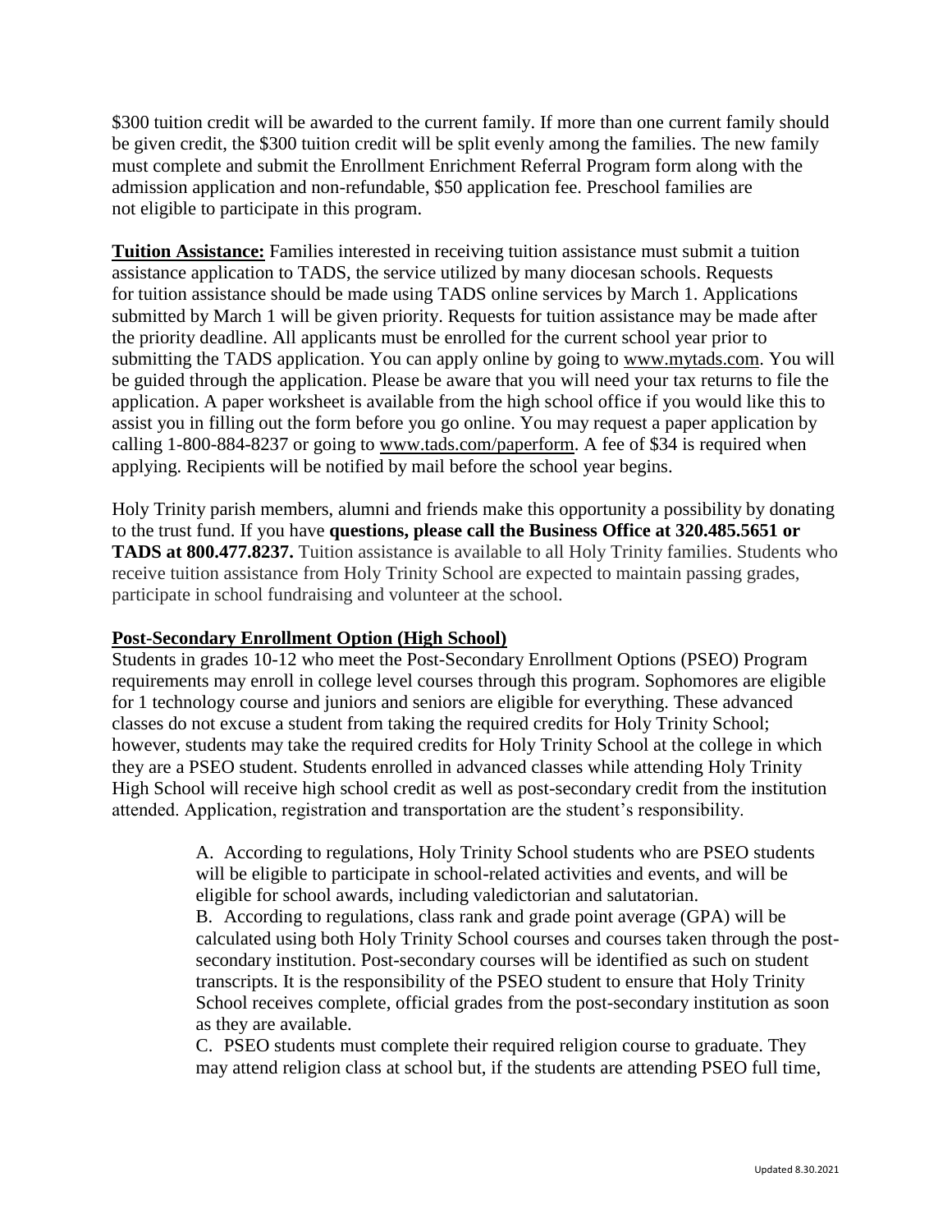$300 tuition credit will be awarded to the current family. If more than one current family should be given credit, the $300 tuition credit will be split evenly among the families. The new family must complete and submit the Enrollment Enrichment Referral Program form along with the admission application and non-refundable, $50 application fee. Preschool families are not eligible to participate in this program.

**Tuition Assistance:** Families interested in receiving tuition assistance must submit a tuition assistance application to TADS, the service utilized by many diocesan schools. Requests for tuition assistance should be made using TADS online services by March 1. Applications submitted by March 1 will be given priority. Requests for tuition assistance may be made after the priority deadline. All applicants must be enrolled for the current school year prior to submitting the TADS application. You can apply online by going to www.mytads.com. You will be guided through the application. Please be aware that you will need your tax returns to file the application. A paper worksheet is available from the high school office if you would like this to assist you in filling out the form before you go online. You may request a paper application by calling 1-800-884-8237 or going to www.tads.com/paperform. A fee of $34 is required when applying. Recipients will be notified by mail before the school year begins.

Holy Trinity parish members, alumni and friends make this opportunity a possibility by donating to the trust fund. If you have **questions, please call the Business Office at 320.485.5651 or TADS at 800.477.8237.** Tuition assistance is available to all Holy Trinity families. Students who receive tuition assistance from Holy Trinity School are expected to maintain passing grades, participate in school fundraising and volunteer at the school.

**Post-Secondary Enrollment Option (High School)**

Students in grades 10-12 who meet the Post-Secondary Enrollment Options (PSEO) Program requirements may enroll in college level courses through this program. Sophomores are eligible for 1 technology course and juniors and seniors are eligible for everything. These advanced classes do not excuse a student from taking the required credits for Holy Trinity School; however, students may take the required credits for Holy Trinity School at the college in which they are a PSEO student. Students enrolled in advanced classes while attending Holy Trinity High School will receive high school credit as well as post-secondary credit from the institution attended. Application, registration and transportation are the student's responsibility.

A. According to regulations, Holy Trinity School students who are PSEO students will be eligible to participate in school-related activities and events, and will be eligible for school awards, including valedictorian and salutatorian.

B. According to regulations, class rank and grade point average (GPA) will be calculated using both Holy Trinity School courses and courses taken through the post-secondary institution. Post-secondary courses will be identified as such on student transcripts. It is the responsibility of the PSEO student to ensure that Holy Trinity School receives complete, official grades from the post-secondary institution as soon as they are available.

C. PSEO students must complete their required religion course to graduate. They may attend religion class at school but, if the students are attending PSEO full time,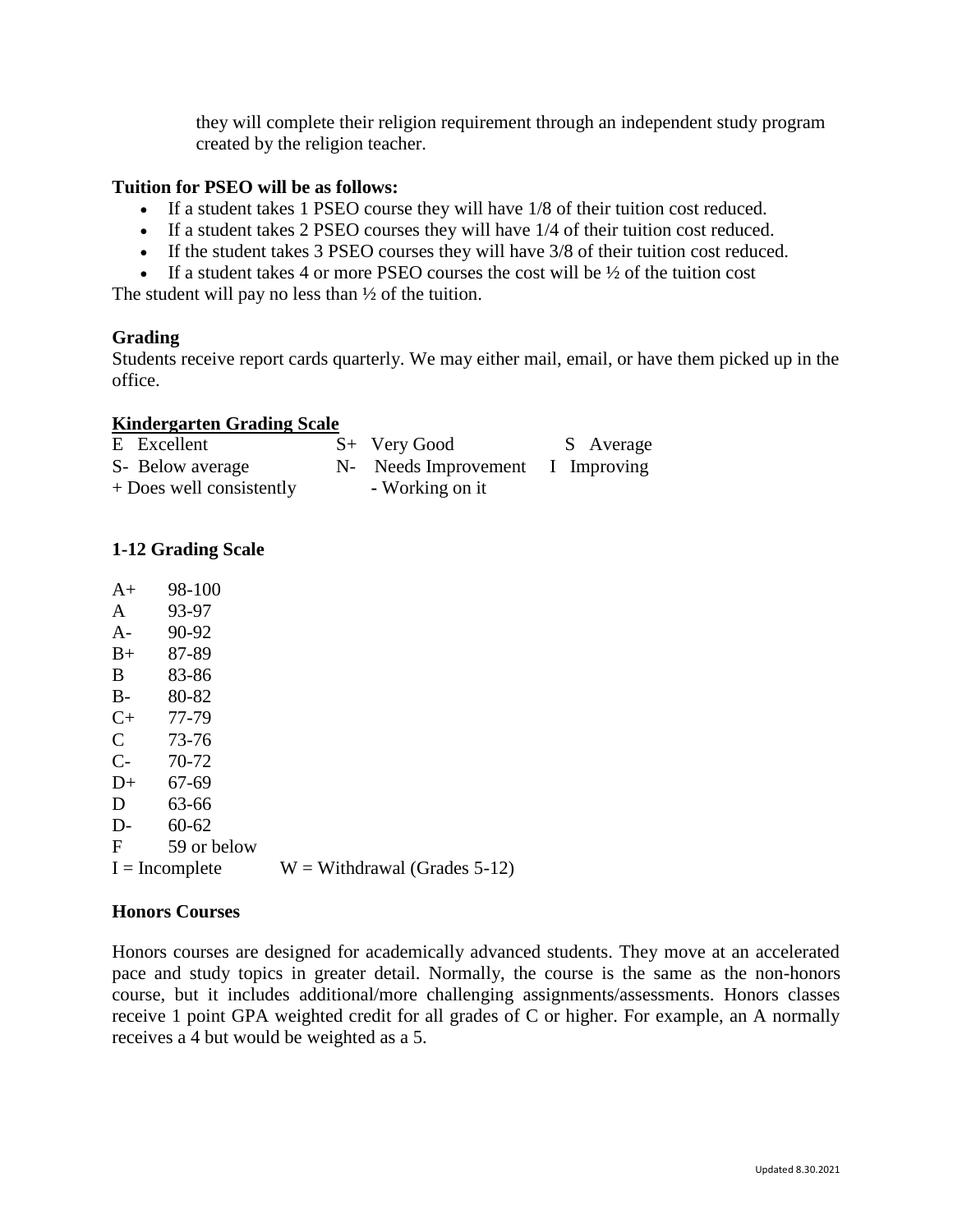they will complete their religion requirement through an independent study program created by the religion teacher.

**Tuition for PSEO will be as follows:**

- If a student takes 1 PSEO course they will have 1/8 of their tuition cost reduced.
- If a student takes 2 PSEO courses they will have 1/4 of their tuition cost reduced.
- If the student takes 3 PSEO courses they will have 3/8 of their tuition cost reduced.
- If a student takes 4 or more PSEO courses the cost will be ½ of the tuition cost

The student will pay no less than ½ of the tuition.

**Grading**

Students receive report cards quarterly. We may either mail, email, or have them picked up in the office.

**Kindergarten Grading Scale**

| | | |
|---|---|---|
| E Excellent | S+ Very Good | S Average |
| S- Below average | N- Needs Improvement | I Improving |
| + Does well consistently | - Working on it | |

**1-12 Grading Scale**

| | |
|---|---|
| A+ | 98-100 |
| A | 93-97 |
| A- | 90-92 |
| B+ | 87-89 |
| B | 83-86 |
| B- | 80-82 |
| C+ | 77-79 |
| C | 73-76 |
| C- | 70-72 |
| D+ | 67-69 |
| D | 63-66 |
| D- | 60-62 |
| F | 59 or below |

I = Incomplete    W = Withdrawal (Grades 5-12)

**Honors Courses**

Honors courses are designed for academically advanced students. They move at an accelerated pace and study topics in greater detail. Normally, the course is the same as the non-honors course, but it includes additional/more challenging assignments/assessments. Honors classes receive 1 point GPA weighted credit for all grades of C or higher. For example, an A normally receives a 4 but would be weighted as a 5.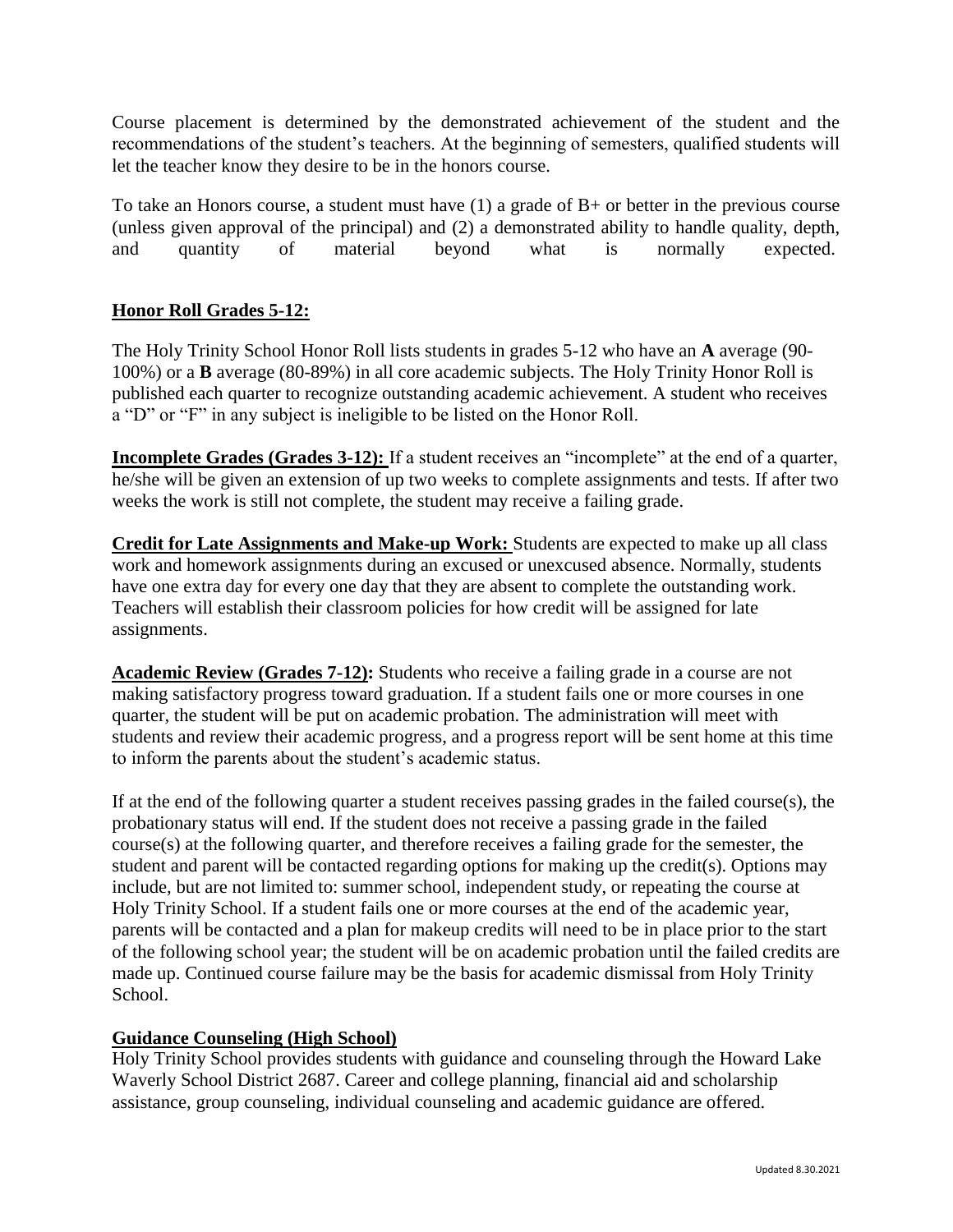Course placement is determined by the demonstrated achievement of the student and the recommendations of the student's teachers. At the beginning of semesters, qualified students will let the teacher know they desire to be in the honors course.

To take an Honors course, a student must have (1) a grade of B+ or better in the previous course (unless given approval of the principal) and (2) a demonstrated ability to handle quality, depth, and quantity of material beyond what is normally expected.

## Honor Roll Grades 5-12:

The Holy Trinity School Honor Roll lists students in grades 5-12 who have an **A** average (90-100%) or a **B** average (80-89%) in all core academic subjects. The Holy Trinity Honor Roll is published each quarter to recognize outstanding academic achievement. A student who receives a "D" or "F" in any subject is ineligible to be listed on the Honor Roll.

**Incomplete Grades (Grades 3-12):** If a student receives an "incomplete" at the end of a quarter, he/she will be given an extension of up two weeks to complete assignments and tests. If after two weeks the work is still not complete, the student may receive a failing grade.

**Credit for Late Assignments and Make-up Work:** Students are expected to make up all class work and homework assignments during an excused or unexcused absence. Normally, students have one extra day for every one day that they are absent to complete the outstanding work. Teachers will establish their classroom policies for how credit will be assigned for late assignments.

**Academic Review (Grades 7-12):** Students who receive a failing grade in a course are not making satisfactory progress toward graduation. If a student fails one or more courses in one quarter, the student will be put on academic probation. The administration will meet with students and review their academic progress, and a progress report will be sent home at this time to inform the parents about the student's academic status.

If at the end of the following quarter a student receives passing grades in the failed course(s), the probationary status will end. If the student does not receive a passing grade in the failed course(s) at the following quarter, and therefore receives a failing grade for the semester, the student and parent will be contacted regarding options for making up the credit(s). Options may include, but are not limited to: summer school, independent study, or repeating the course at Holy Trinity School. If a student fails one or more courses at the end of the academic year, parents will be contacted and a plan for makeup credits will need to be in place prior to the start of the following school year; the student will be on academic probation until the failed credits are made up. Continued course failure may be the basis for academic dismissal from Holy Trinity School.

## Guidance Counseling (High School)

Holy Trinity School provides students with guidance and counseling through the Howard Lake Waverly School District 2687. Career and college planning, financial aid and scholarship assistance, group counseling, individual counseling and academic guidance are offered.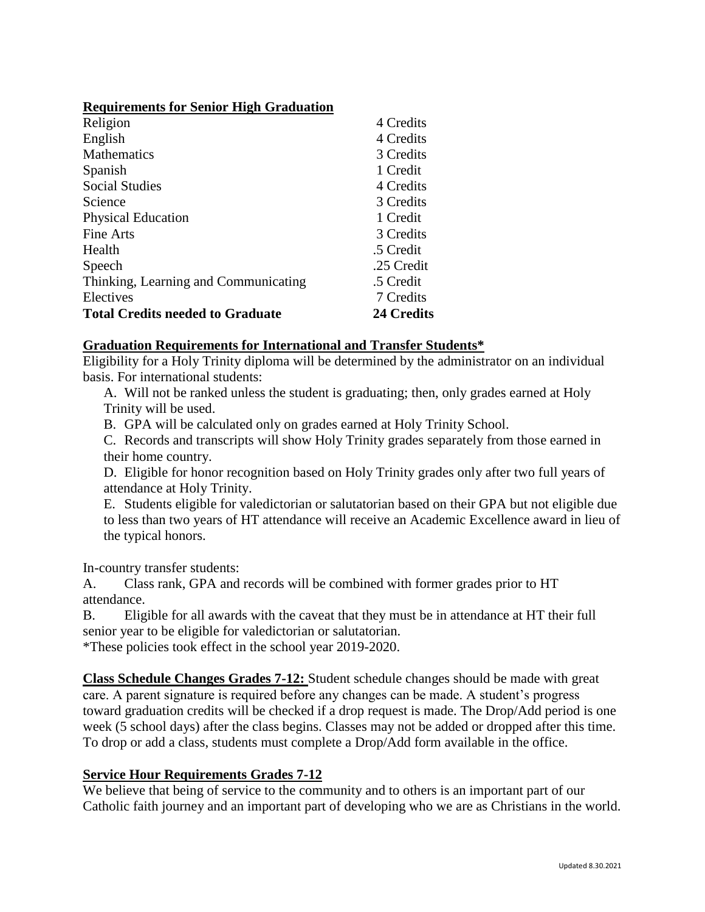## Requirements for Senior High Graduation

| | |
|---|---|
| Religion | 4 Credits |
| English | 4 Credits |
| Mathematics | 3 Credits |
| Spanish | 1 Credit |
| Social Studies | 4 Credits |
| Science | 3 Credits |
| Physical Education | 1 Credit |
| Fine Arts | 3 Credits |
| Health | .5 Credit |
| Speech | .25 Credit |
| Thinking, Learning and Communicating | .5 Credit |
| Electives | 7 Credits |
| **Total Credits needed to Graduate** | **24 Credits** |

## Graduation Requirements for International and Transfer Students*

Eligibility for a Holy Trinity diploma will be determined by the administrator on an individual basis. For international students:

A. Will not be ranked unless the student is graduating; then, only grades earned at Holy Trinity will be used.

B. GPA will be calculated only on grades earned at Holy Trinity School.

C. Records and transcripts will show Holy Trinity grades separately from those earned in their home country.

D. Eligible for honor recognition based on Holy Trinity grades only after two full years of attendance at Holy Trinity.

E. Students eligible for valedictorian or salutatorian based on their GPA but not eligible due to less than two years of HT attendance will receive an Academic Excellence award in lieu of the typical honors.

In-country transfer students:

A. Class rank, GPA and records will be combined with former grades prior to HT attendance.

B. Eligible for all awards with the caveat that they must be in attendance at HT their full senior year to be eligible for valedictorian or salutatorian.

*These policies took effect in the school year 2019-2020.

**Class Schedule Changes Grades 7-12:** Student schedule changes should be made with great care. A parent signature is required before any changes can be made. A student's progress toward graduation credits will be checked if a drop request is made. The Drop/Add period is one week (5 school days) after the class begins. Classes may not be added or dropped after this time. To drop or add a class, students must complete a Drop/Add form available in the office.

## Service Hour Requirements Grades 7-12

We believe that being of service to the community and to others is an important part of our Catholic faith journey and an important part of developing who we are as Christians in the world.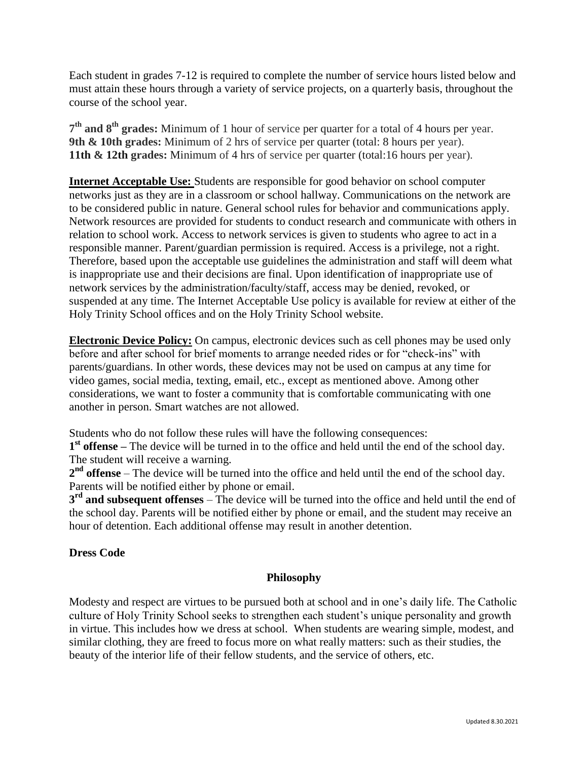Each student in grades 7-12 is required to complete the number of service hours listed below and must attain these hours through a variety of service projects, on a quarterly basis, throughout the course of the school year.

**7th and 8th grades:** Minimum of 1 hour of service per quarter for a total of 4 hours per year.
**9th & 10th grades:** Minimum of 2 hrs of service per quarter (total: 8 hours per year).
**11th & 12th grades:** Minimum of 4 hrs of service per quarter (total:16 hours per year).

**Internet Acceptable Use:** Students are responsible for good behavior on school computer networks just as they are in a classroom or school hallway. Communications on the network are to be considered public in nature. General school rules for behavior and communications apply. Network resources are provided for students to conduct research and communicate with others in relation to school work. Access to network services is given to students who agree to act in a responsible manner. Parent/guardian permission is required. Access is a privilege, not a right. Therefore, based upon the acceptable use guidelines the administration and staff will deem what is inappropriate use and their decisions are final. Upon identification of inappropriate use of network services by the administration/faculty/staff, access may be denied, revoked, or suspended at any time. The Internet Acceptable Use policy is available for review at either of the Holy Trinity School offices and on the Holy Trinity School website.

**Electronic Device Policy:** On campus, electronic devices such as cell phones may be used only before and after school for brief moments to arrange needed rides or for "check-ins" with parents/guardians. In other words, these devices may not be used on campus at any time for video games, social media, texting, email, etc., except as mentioned above. Among other considerations, we want to foster a community that is comfortable communicating with one another in person. Smart watches are not allowed.

Students who do not follow these rules will have the following consequences:
**1st offense –** The device will be turned in to the office and held until the end of the school day. The student will receive a warning.
**2nd offense** – The device will be turned into the office and held until the end of the school day. Parents will be notified either by phone or email.
**3rd and subsequent offenses** – The device will be turned into the office and held until the end of the school day. Parents will be notified either by phone or email, and the student may receive an hour of detention. Each additional offense may result in another detention.

**Dress Code**

**Philosophy**

Modesty and respect are virtues to be pursued both at school and in one's daily life. The Catholic culture of Holy Trinity School seeks to strengthen each student's unique personality and growth in virtue. This includes how we dress at school. When students are wearing simple, modest, and similar clothing, they are freed to focus more on what really matters: such as their studies, the beauty of the interior life of their fellow students, and the service of others, etc.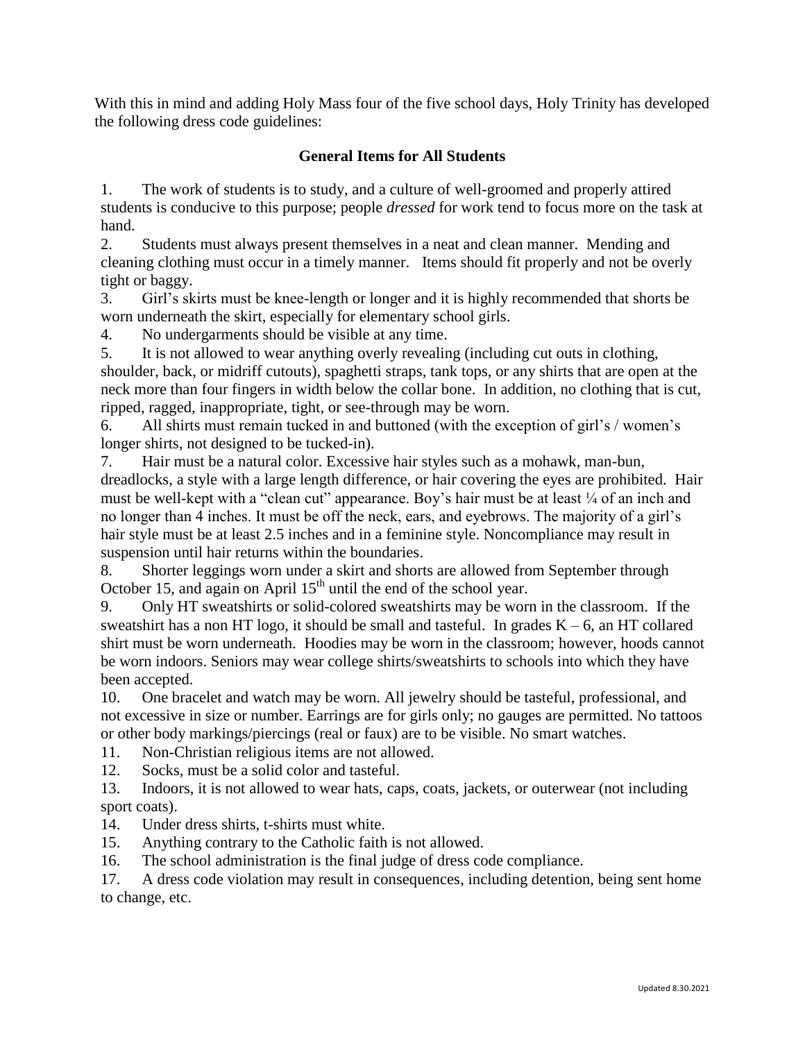With this in mind and adding Holy Mass four of the five school days, Holy Trinity has developed the following dress code guidelines:

### General Items for All Students

1. The work of students is to study, and a culture of well-groomed and properly attired students is conducive to this purpose; people *dressed* for work tend to focus more on the task at hand.
2. Students must always present themselves in a neat and clean manner. Mending and cleaning clothing must occur in a timely manner. Items should fit properly and not be overly tight or baggy.
3. Girl's skirts must be knee-length or longer and it is highly recommended that shorts be worn underneath the skirt, especially for elementary school girls.
4. No undergarments should be visible at any time.
5. It is not allowed to wear anything overly revealing (including cut outs in clothing, shoulder, back, or midriff cutouts), spaghetti straps, tank tops, or any shirts that are open at the neck more than four fingers in width below the collar bone. In addition, no clothing that is cut, ripped, ragged, inappropriate, tight, or see-through may be worn.
6. All shirts must remain tucked in and buttoned (with the exception of girl's / women's longer shirts, not designed to be tucked-in).
7. Hair must be a natural color. Excessive hair styles such as a mohawk, man-bun, dreadlocks, a style with a large length difference, or hair covering the eyes are prohibited. Hair must be well-kept with a "clean cut" appearance. Boy's hair must be at least ¼ of an inch and no longer than 4 inches. It must be off the neck, ears, and eyebrows. The majority of a girl's hair style must be at least 2.5 inches and in a feminine style. Noncompliance may result in suspension until hair returns within the boundaries.
8. Shorter leggings worn under a skirt and shorts are allowed from September through October 15, and again on April 15th until the end of the school year.
9. Only HT sweatshirts or solid-colored sweatshirts may be worn in the classroom. If the sweatshirt has a non HT logo, it should be small and tasteful. In grades K – 6, an HT collared shirt must be worn underneath. Hoodies may be worn in the classroom; however, hoods cannot be worn indoors. Seniors may wear college shirts/sweatshirts to schools into which they have been accepted.
10. One bracelet and watch may be worn. All jewelry should be tasteful, professional, and not excessive in size or number. Earrings are for girls only; no gauges are permitted. No tattoos or other body markings/piercings (real or faux) are to be visible. No smart watches.
11. Non-Christian religious items are not allowed.
12. Socks, must be a solid color and tasteful.
13. Indoors, it is not allowed to wear hats, caps, coats, jackets, or outerwear (not including sport coats).
14. Under dress shirts, t-shirts must white.
15. Anything contrary to the Catholic faith is not allowed.
16. The school administration is the final judge of dress code compliance.
17. A dress code violation may result in consequences, including detention, being sent home to change, etc.

Updated 8.30.2021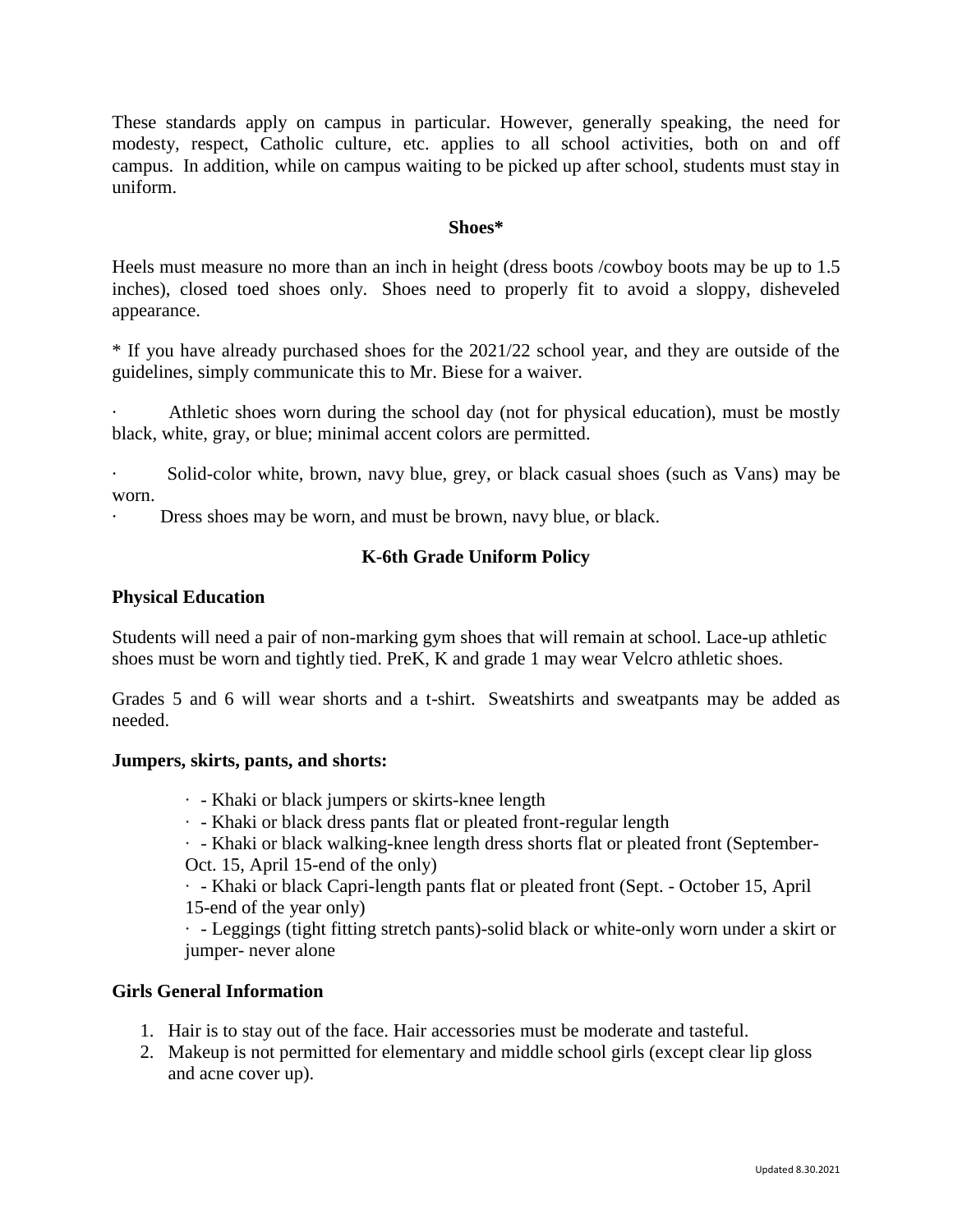These standards apply on campus in particular. However, generally speaking, the need for modesty, respect, Catholic culture, etc. applies to all school activities, both on and off campus. In addition, while on campus waiting to be picked up after school, students must stay in uniform.

**Shoes***

Heels must measure no more than an inch in height (dress boots /cowboy boots may be up to 1.5 inches), closed toed shoes only. Shoes need to properly fit to avoid a sloppy, disheveled appearance.

* If you have already purchased shoes for the 2021/22 school year, and they are outside of the guidelines, simply communicate this to Mr. Biese for a waiver.

- Athletic shoes worn during the school day (not for physical education), must be mostly black, white, gray, or blue; minimal accent colors are permitted.
- Solid-color white, brown, navy blue, grey, or black casual shoes (such as Vans) may be worn.
- Dress shoes may be worn, and must be brown, navy blue, or black.

## K-6th Grade Uniform Policy

**Physical Education**

Students will need a pair of non-marking gym shoes that will remain at school. Lace-up athletic shoes must be worn and tightly tied. PreK, K and grade 1 may wear Velcro athletic shoes.

Grades 5 and 6 will wear shorts and a t-shirt. Sweatshirts and sweatpants may be added as needed.

**Jumpers, skirts, pants, and shorts:**

- - Khaki or black jumpers or skirts-knee length
- - Khaki or black dress pants flat or pleated front-regular length
- - Khaki or black walking-knee length dress shorts flat or pleated front (September-Oct. 15, April 15-end of the only)
- - Khaki or black Capri-length pants flat or pleated front (Sept. - October 15, April 15-end of the year only)
- - Leggings (tight fitting stretch pants)-solid black or white-only worn under a skirt or jumper- never alone

**Girls General Information**

1. Hair is to stay out of the face. Hair accessories must be moderate and tasteful.
2. Makeup is not permitted for elementary and middle school girls (except clear lip gloss and acne cover up).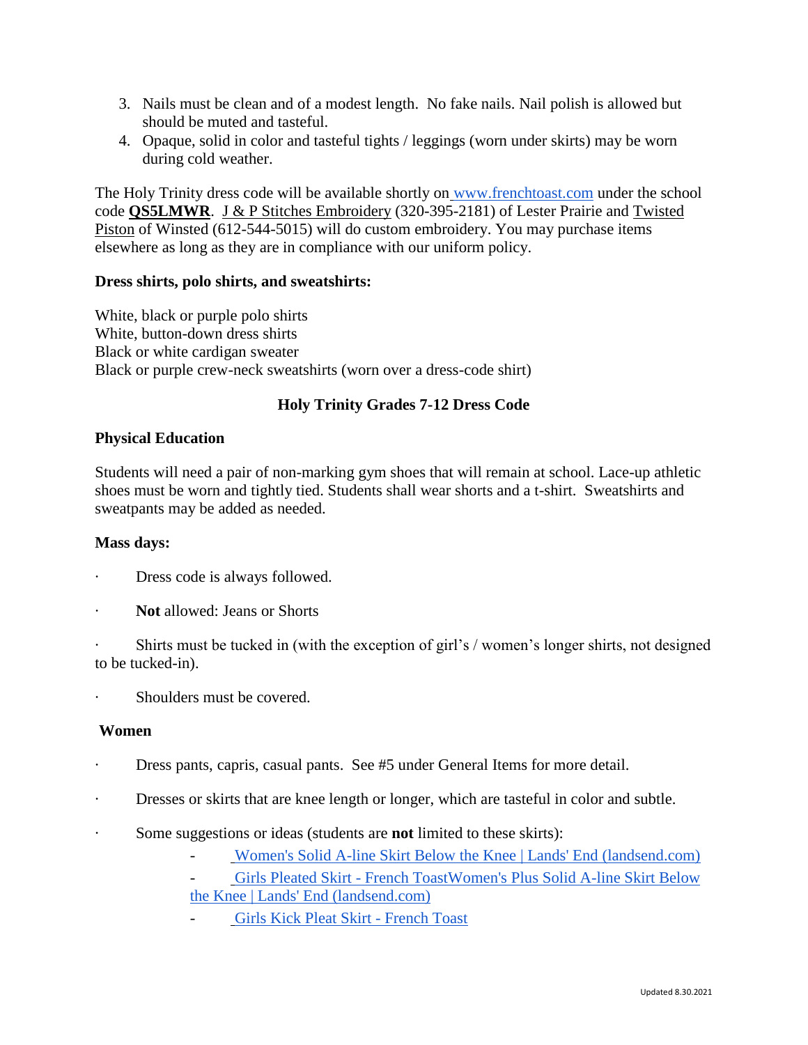3. Nails must be clean and of a modest length. No fake nails. Nail polish is allowed but should be muted and tasteful.
4. Opaque, solid in color and tasteful tights / leggings (worn under skirts) may be worn during cold weather.

The Holy Trinity dress code will be available shortly on www.frenchtoast.com under the school code **QS5LMWR**. J & P Stitches Embroidery (320-395-2181) of Lester Prairie and Twisted Piston of Winsted (612-544-5015) will do custom embroidery. You may purchase items elsewhere as long as they are in compliance with our uniform policy.

**Dress shirts, polo shirts, and sweatshirts:**

White, black or purple polo shirts
White, button-down dress shirts
Black or white cardigan sweater
Black or purple crew-neck sweatshirts (worn over a dress-code shirt)

## Holy Trinity Grades 7-12 Dress Code

**Physical Education**

Students will need a pair of non-marking gym shoes that will remain at school. Lace-up athletic shoes must be worn and tightly tied. Students shall wear shorts and a t-shirt. Sweatshirts and sweatpants may be added as needed.

**Mass days:**

- Dress code is always followed.
- **Not** allowed: Jeans or Shorts
- Shirts must be tucked in (with the exception of girl's / women's longer shirts, not designed to be tucked-in).
- Shoulders must be covered.

**Women**

- Dress pants, capris, casual pants. See #5 under General Items for more detail.
- Dresses or skirts that are knee length or longer, which are tasteful in color and subtle.
- Some suggestions or ideas (students are **not** limited to these skirts):
  - Women's Solid A-line Skirt Below the Knee | Lands' End (landsend.com)
  - Girls Pleated Skirt - French ToastWomen's Plus Solid A-line Skirt Below the Knee | Lands' End (landsend.com)
  - Girls Kick Pleat Skirt - French Toast

Updated 8.30.2021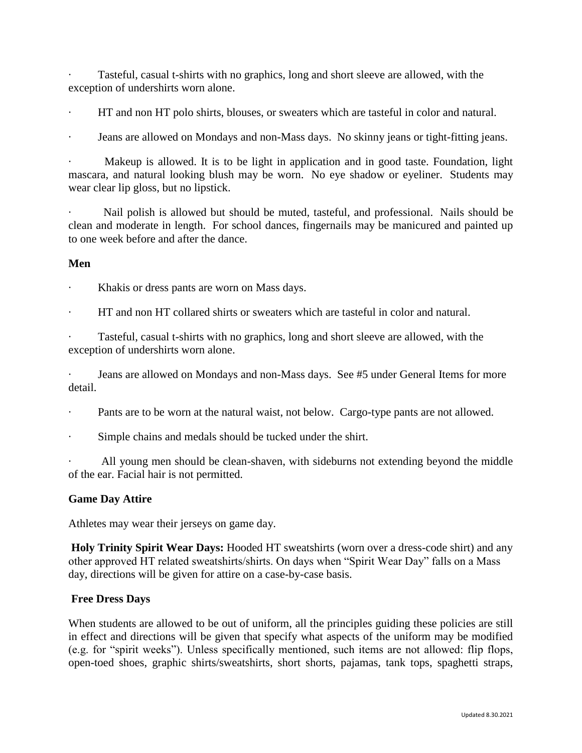- Tasteful, casual t-shirts with no graphics, long and short sleeve are allowed, with the exception of undershirts worn alone.
- HT and non HT polo shirts, blouses, or sweaters which are tasteful in color and natural.
- Jeans are allowed on Mondays and non-Mass days. No skinny jeans or tight-fitting jeans.
- Makeup is allowed. It is to be light in application and in good taste. Foundation, light mascara, and natural looking blush may be worn. No eye shadow or eyeliner. Students may wear clear lip gloss, but no lipstick.
- Nail polish is allowed but should be muted, tasteful, and professional. Nails should be clean and moderate in length. For school dances, fingernails may be manicured and painted up to one week before and after the dance.

**Men**

- Khakis or dress pants are worn on Mass days.
- HT and non HT collared shirts or sweaters which are tasteful in color and natural.
- Tasteful, casual t-shirts with no graphics, long and short sleeve are allowed, with the exception of undershirts worn alone.
- Jeans are allowed on Mondays and non-Mass days. See #5 under General Items for more detail.
- Pants are to be worn at the natural waist, not below. Cargo-type pants are not allowed.
- Simple chains and medals should be tucked under the shirt.
- All young men should be clean-shaven, with sideburns not extending beyond the middle of the ear. Facial hair is not permitted.

**Game Day Attire**

Athletes may wear their jerseys on game day.

**Holy Trinity Spirit Wear Days:** Hooded HT sweatshirts (worn over a dress-code shirt) and any other approved HT related sweatshirts/shirts. On days when "Spirit Wear Day" falls on a Mass day, directions will be given for attire on a case-by-case basis.

**Free Dress Days**

When students are allowed to be out of uniform, all the principles guiding these policies are still in effect and directions will be given that specify what aspects of the uniform may be modified (e.g. for "spirit weeks"). Unless specifically mentioned, such items are not allowed: flip flops, open-toed shoes, graphic shirts/sweatshirts, short shorts, pajamas, tank tops, spaghetti straps,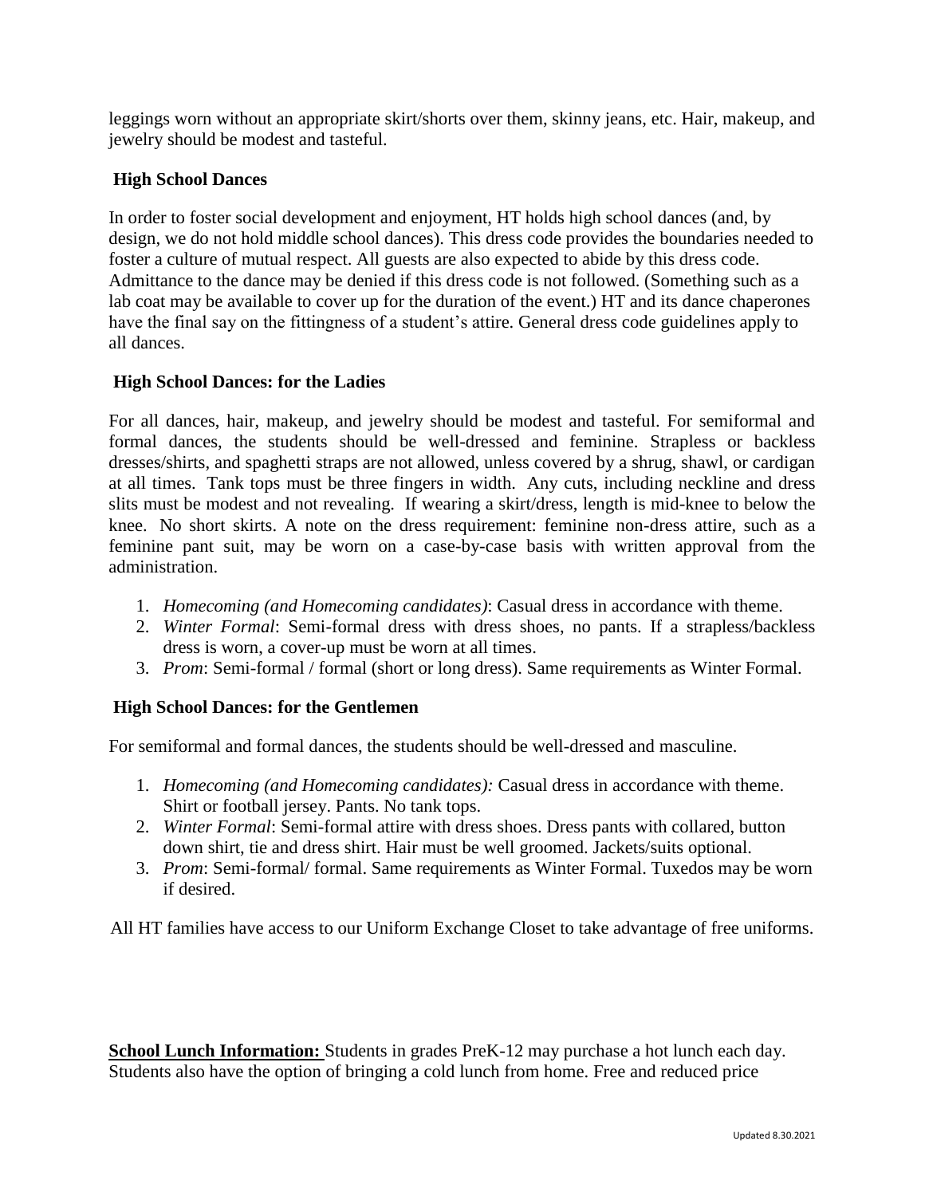leggings worn without an appropriate skirt/shorts over them, skinny jeans, etc. Hair, makeup, and jewelry should be modest and tasteful.

### High School Dances

In order to foster social development and enjoyment, HT holds high school dances (and, by design, we do not hold middle school dances). This dress code provides the boundaries needed to foster a culture of mutual respect. All guests are also expected to abide by this dress code. Admittance to the dance may be denied if this dress code is not followed. (Something such as a lab coat may be available to cover up for the duration of the event.) HT and its dance chaperones have the final say on the fittingness of a student's attire. General dress code guidelines apply to all dances.

### High School Dances: for the Ladies

For all dances, hair, makeup, and jewelry should be modest and tasteful. For semiformal and formal dances, the students should be well-dressed and feminine. Strapless or backless dresses/shirts, and spaghetti straps are not allowed, unless covered by a shrug, shawl, or cardigan at all times. Tank tops must be three fingers in width. Any cuts, including neckline and dress slits must be modest and not revealing. If wearing a skirt/dress, length is mid-knee to below the knee. No short skirts. A note on the dress requirement: feminine non-dress attire, such as a feminine pant suit, may be worn on a case-by-case basis with written approval from the administration.

1. *Homecoming (and Homecoming candidates)*: Casual dress in accordance with theme.
2. *Winter Formal*: Semi-formal dress with dress shoes, no pants. If a strapless/backless dress is worn, a cover-up must be worn at all times.
3. *Prom*: Semi-formal / formal (short or long dress). Same requirements as Winter Formal.

### High School Dances: for the Gentlemen

For semiformal and formal dances, the students should be well-dressed and masculine.

1. *Homecoming (and Homecoming candidates):* Casual dress in accordance with theme. Shirt or football jersey. Pants. No tank tops.
2. *Winter Formal*: Semi-formal attire with dress shoes. Dress pants with collared, button down shirt, tie and dress shirt. Hair must be well groomed. Jackets/suits optional.
3. *Prom*: Semi-formal/ formal. Same requirements as Winter Formal. Tuxedos may be worn if desired.

All HT families have access to our Uniform Exchange Closet to take advantage of free uniforms.

**School Lunch Information:** Students in grades PreK-12 may purchase a hot lunch each day. Students also have the option of bringing a cold lunch from home. Free and reduced price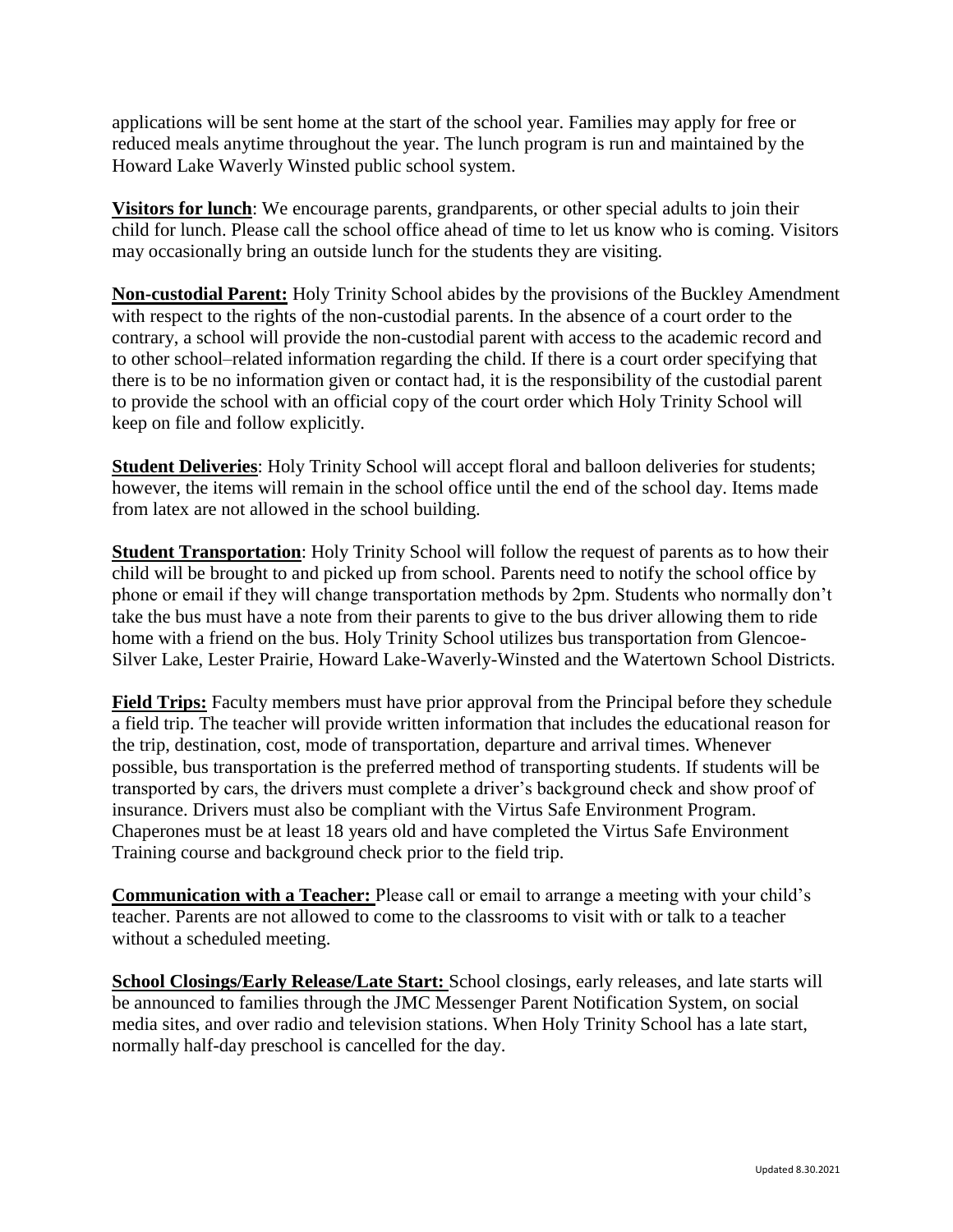applications will be sent home at the start of the school year. Families may apply for free or reduced meals anytime throughout the year. The lunch program is run and maintained by the Howard Lake Waverly Winsted public school system.

**Visitors for lunch**: We encourage parents, grandparents, or other special adults to join their child for lunch. Please call the school office ahead of time to let us know who is coming. Visitors may occasionally bring an outside lunch for the students they are visiting.

**Non-custodial Parent:** Holy Trinity School abides by the provisions of the Buckley Amendment with respect to the rights of the non-custodial parents. In the absence of a court order to the contrary, a school will provide the non-custodial parent with access to the academic record and to other school–related information regarding the child. If there is a court order specifying that there is to be no information given or contact had, it is the responsibility of the custodial parent to provide the school with an official copy of the court order which Holy Trinity School will keep on file and follow explicitly.

**Student Deliveries**: Holy Trinity School will accept floral and balloon deliveries for students; however, the items will remain in the school office until the end of the school day. Items made from latex are not allowed in the school building.

**Student Transportation**: Holy Trinity School will follow the request of parents as to how their child will be brought to and picked up from school. Parents need to notify the school office by phone or email if they will change transportation methods by 2pm. Students who normally don't take the bus must have a note from their parents to give to the bus driver allowing them to ride home with a friend on the bus. Holy Trinity School utilizes bus transportation from Glencoe-Silver Lake, Lester Prairie, Howard Lake-Waverly-Winsted and the Watertown School Districts.

**Field Trips:** Faculty members must have prior approval from the Principal before they schedule a field trip. The teacher will provide written information that includes the educational reason for the trip, destination, cost, mode of transportation, departure and arrival times. Whenever possible, bus transportation is the preferred method of transporting students. If students will be transported by cars, the drivers must complete a driver's background check and show proof of insurance. Drivers must also be compliant with the Virtus Safe Environment Program. Chaperones must be at least 18 years old and have completed the Virtus Safe Environment Training course and background check prior to the field trip.

**Communication with a Teacher:** Please call or email to arrange a meeting with your child's teacher. Parents are not allowed to come to the classrooms to visit with or talk to a teacher without a scheduled meeting.

**School Closings/Early Release/Late Start:** School closings, early releases, and late starts will be announced to families through the JMC Messenger Parent Notification System, on social media sites, and over radio and television stations. When Holy Trinity School has a late start, normally half-day preschool is cancelled for the day.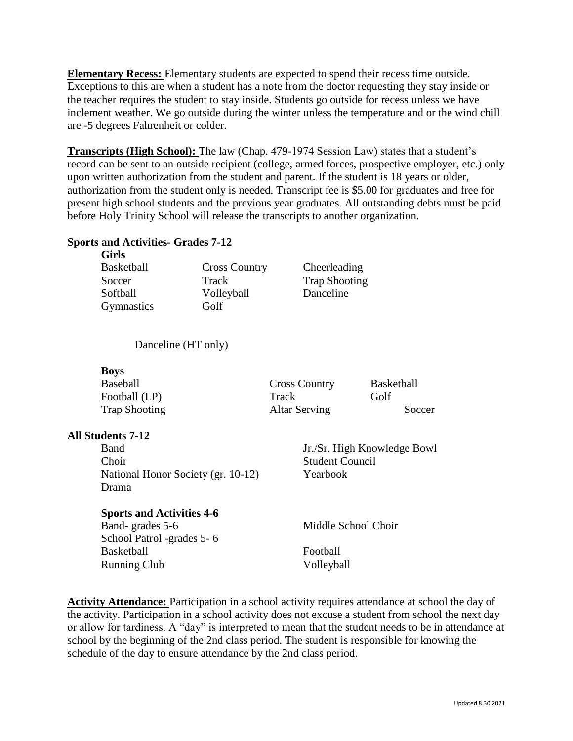**Elementary Recess:** Elementary students are expected to spend their recess time outside. Exceptions to this are when a student has a note from the doctor requesting they stay inside or the teacher requires the student to stay inside. Students go outside for recess unless we have inclement weather. We go outside during the winter unless the temperature and or the wind chill are -5 degrees Fahrenheit or colder.

**Transcripts (High School):** The law (Chap. 479-1974 Session Law) states that a student's record can be sent to an outside recipient (college, armed forces, prospective employer, etc.) only upon written authorization from the student and parent. If the student is 18 years or older, authorization from the student only is needed. Transcript fee is $5.00 for graduates and free for present high school students and the previous year graduates. All outstanding debts must be paid before Holy Trinity School will release the transcripts to another organization.

**Sports and Activities- Grades 7-12**

**Girls**

| | | |
|---|---|---|
| Basketball | Cross Country | Cheerleading |
| Soccer | Track | Trap Shooting |
| Softball | Volleyball | Danceline |
| Gymnastics | Golf | |

Danceline (HT only)

**Boys**

| | | |
|---|---|---|
| Baseball | Cross Country | Basketball |
| Football (LP) | Track | Golf |
| Trap Shooting | Altar Serving | Soccer |

**All Students 7-12**

| | |
|---|---|
| Band | Jr./Sr. High Knowledge Bowl |
| Choir | Student Council |
| National Honor Society (gr. 10-12) | Yearbook |
| Drama | |

**Sports and Activities 4-6**

| | |
|---|---|
| Band- grades 5-6 | Middle School Choir |
| School Patrol -grades 5- 6 | |
| Basketball | Football |
| Running Club | Volleyball |

**Activity Attendance:** Participation in a school activity requires attendance at school the day of the activity. Participation in a school activity does not excuse a student from school the next day or allow for tardiness. A "day" is interpreted to mean that the student needs to be in attendance at school by the beginning of the 2nd class period. The student is responsible for knowing the schedule of the day to ensure attendance by the 2nd class period.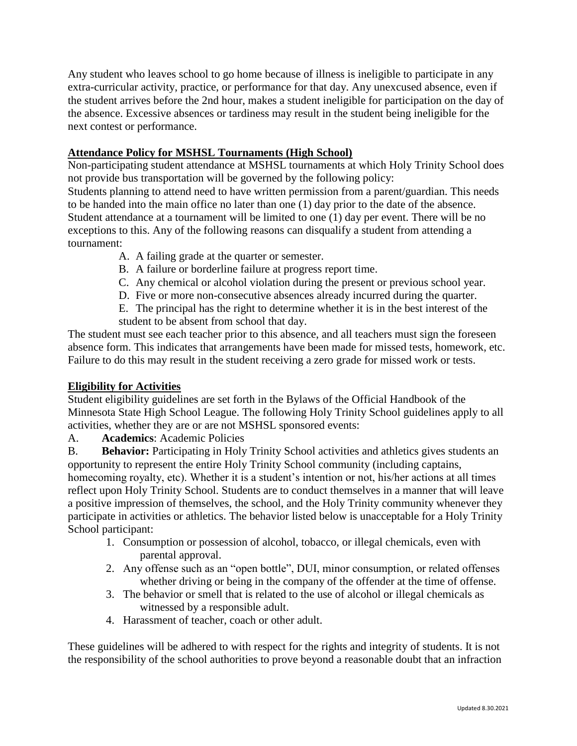Any student who leaves school to go home because of illness is ineligible to participate in any extra-curricular activity, practice, or performance for that day. Any unexcused absence, even if the student arrives before the 2nd hour, makes a student ineligible for participation on the day of the absence. Excessive absences or tardiness may result in the student being ineligible for the next contest or performance.

**Attendance Policy for MSHSL Tournaments (High School)**

Non-participating student attendance at MSHSL tournaments at which Holy Trinity School does not provide bus transportation will be governed by the following policy:

Students planning to attend need to have written permission from a parent/guardian. This needs to be handed into the main office no later than one (1) day prior to the date of the absence. Student attendance at a tournament will be limited to one (1) day per event. There will be no exceptions to this. Any of the following reasons can disqualify a student from attending a tournament:

A. A failing grade at the quarter or semester.
B. A failure or borderline failure at progress report time.
C. Any chemical or alcohol violation during the present or previous school year.
D. Five or more non-consecutive absences already incurred during the quarter.
E. The principal has the right to determine whether it is in the best interest of the student to be absent from school that day.

The student must see each teacher prior to this absence, and all teachers must sign the foreseen absence form. This indicates that arrangements have been made for missed tests, homework, etc. Failure to do this may result in the student receiving a zero grade for missed work or tests.

**Eligibility for Activities**

Student eligibility guidelines are set forth in the Bylaws of the Official Handbook of the Minnesota State High School League. The following Holy Trinity School guidelines apply to all activities, whether they are or are not MSHSL sponsored events:

A. **Academics**: Academic Policies

B. **Behavior:** Participating in Holy Trinity School activities and athletics gives students an opportunity to represent the entire Holy Trinity School community (including captains, homecoming royalty, etc). Whether it is a student's intention or not, his/her actions at all times reflect upon Holy Trinity School. Students are to conduct themselves in a manner that will leave a positive impression of themselves, the school, and the Holy Trinity community whenever they participate in activities or athletics. The behavior listed below is unacceptable for a Holy Trinity School participant:

1. Consumption or possession of alcohol, tobacco, or illegal chemicals, even with parental approval.
2. Any offense such as an "open bottle", DUI, minor consumption, or related offenses whether driving or being in the company of the offender at the time of offense.
3. The behavior or smell that is related to the use of alcohol or illegal chemicals as witnessed by a responsible adult.
4. Harassment of teacher, coach or other adult.

These guidelines will be adhered to with respect for the rights and integrity of students. It is not the responsibility of the school authorities to prove beyond a reasonable doubt that an infraction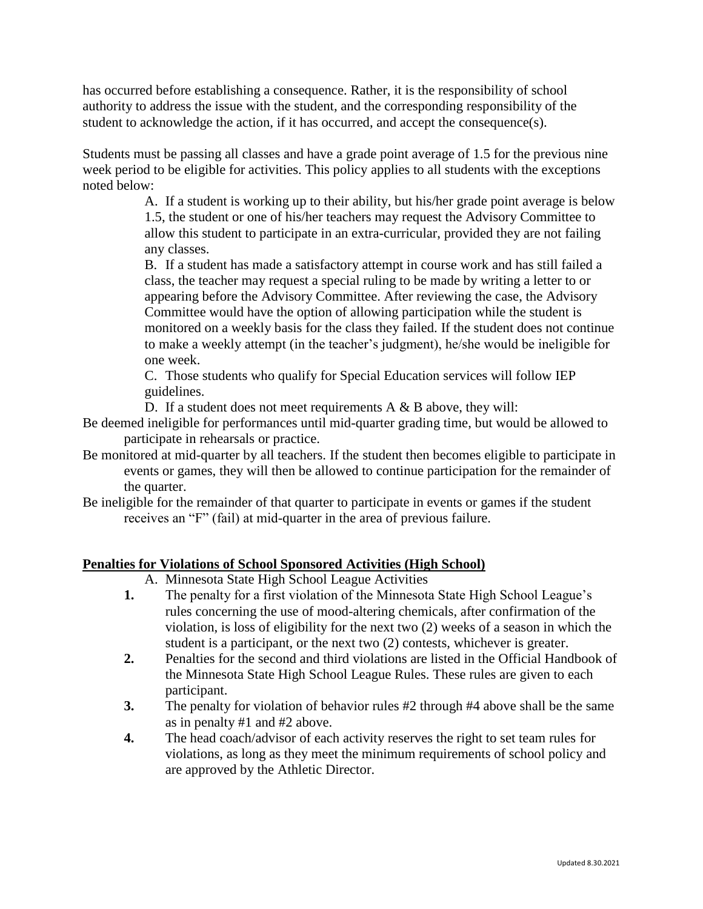has occurred before establishing a consequence. Rather, it is the responsibility of school authority to address the issue with the student, and the corresponding responsibility of the student to acknowledge the action, if it has occurred, and accept the consequence(s).

Students must be passing all classes and have a grade point average of 1.5 for the previous nine week period to be eligible for activities. This policy applies to all students with the exceptions noted below:

A. If a student is working up to their ability, but his/her grade point average is below 1.5, the student or one of his/her teachers may request the Advisory Committee to allow this student to participate in an extra-curricular, provided they are not failing any classes.

B. If a student has made a satisfactory attempt in course work and has still failed a class, the teacher may request a special ruling to be made by writing a letter to or appearing before the Advisory Committee. After reviewing the case, the Advisory Committee would have the option of allowing participation while the student is monitored on a weekly basis for the class they failed. If the student does not continue to make a weekly attempt (in the teacher's judgment), he/she would be ineligible for one week.

C. Those students who qualify for Special Education services will follow IEP guidelines.

D. If a student does not meet requirements A & B above, they will:

Be deemed ineligible for performances until mid-quarter grading time, but would be allowed to participate in rehearsals or practice.

Be monitored at mid-quarter by all teachers. If the student then becomes eligible to participate in events or games, they will then be allowed to continue participation for the remainder of the quarter.

Be ineligible for the remainder of that quarter to participate in events or games if the student receives an "F" (fail) at mid-quarter in the area of previous failure.

## Penalties for Violations of School Sponsored Activities (High School)

A. Minnesota State High School League Activities

1. The penalty for a first violation of the Minnesota State High School League's rules concerning the use of mood-altering chemicals, after confirmation of the violation, is loss of eligibility for the next two (2) weeks of a season in which the student is a participant, or the next two (2) contests, whichever is greater.
2. Penalties for the second and third violations are listed in the Official Handbook of the Minnesota State High School League Rules. These rules are given to each participant.
3. The penalty for violation of behavior rules #2 through #4 above shall be the same as in penalty #1 and #2 above.
4. The head coach/advisor of each activity reserves the right to set team rules for violations, as long as they meet the minimum requirements of school policy and are approved by the Athletic Director.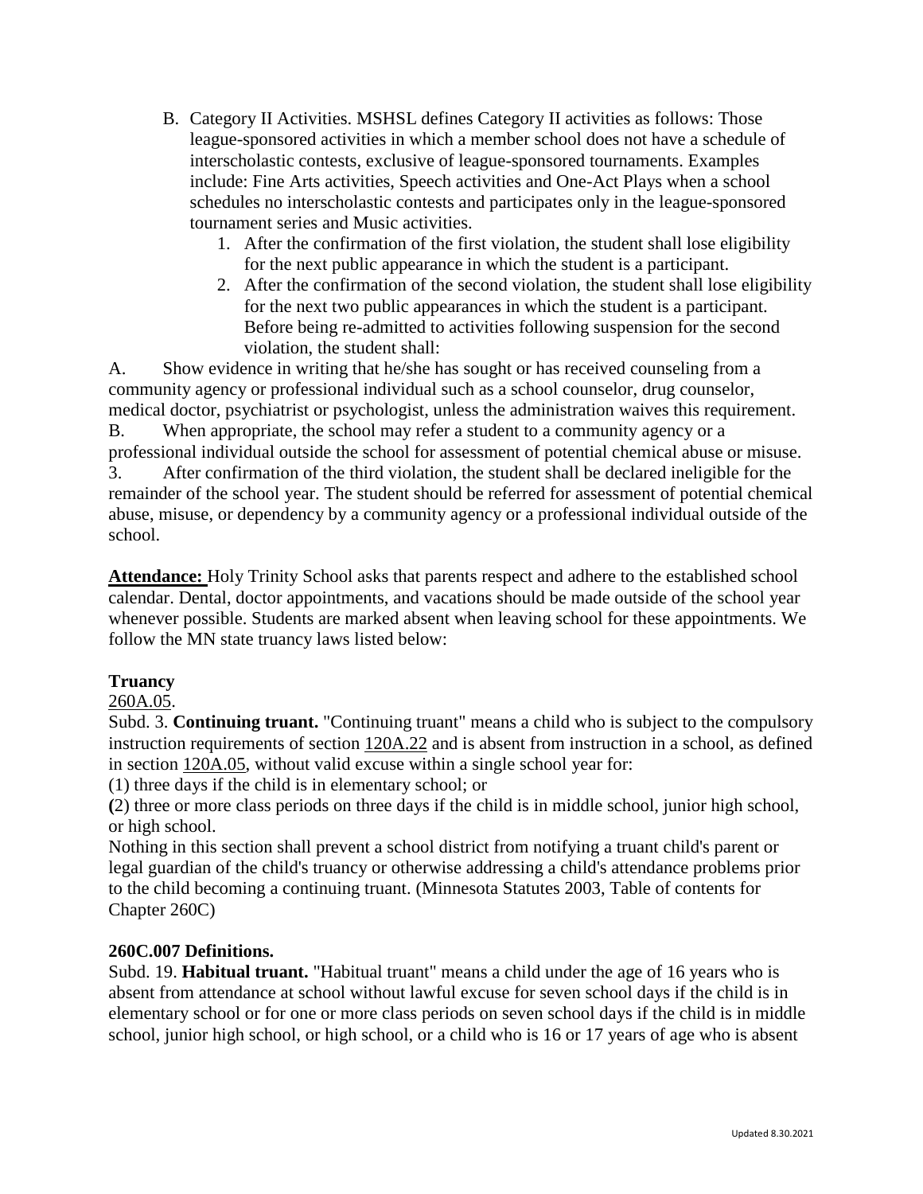B. Category II Activities. MSHSL defines Category II activities as follows: Those league-sponsored activities in which a member school does not have a schedule of interscholastic contests, exclusive of league-sponsored tournaments. Examples include: Fine Arts activities, Speech activities and One-Act Plays when a school schedules no interscholastic contests and participates only in the league-sponsored tournament series and Music activities.

1. After the confirmation of the first violation, the student shall lose eligibility for the next public appearance in which the student is a participant.
2. After the confirmation of the second violation, the student shall lose eligibility for the next two public appearances in which the student is a participant. Before being re-admitted to activities following suspension for the second violation, the student shall:

A. Show evidence in writing that he/she has sought or has received counseling from a community agency or professional individual such as a school counselor, drug counselor, medical doctor, psychiatrist or psychologist, unless the administration waives this requirement.
B. When appropriate, the school may refer a student to a community agency or a professional individual outside the school for assessment of potential chemical abuse or misuse.
3. After confirmation of the third violation, the student shall be declared ineligible for the remainder of the school year. The student should be referred for assessment of potential chemical abuse, misuse, or dependency by a community agency or a professional individual outside of the school.

**Attendance:** Holy Trinity School asks that parents respect and adhere to the established school calendar. Dental, doctor appointments, and vacations should be made outside of the school year whenever possible. Students are marked absent when leaving school for these appointments. We follow the MN state truancy laws listed below:

**Truancy**

260A.05.

Subd. 3. **Continuing truant.** "Continuing truant" means a child who is subject to the compulsory instruction requirements of section 120A.22 and is absent from instruction in a school, as defined in section 120A.05, without valid excuse within a single school year for:

(1) three days if the child is in elementary school; or

(2) three or more class periods on three days if the child is in middle school, junior high school, or high school.

Nothing in this section shall prevent a school district from notifying a truant child's parent or legal guardian of the child's truancy or otherwise addressing a child's attendance problems prior to the child becoming a continuing truant. (Minnesota Statutes 2003, Table of contents for Chapter 260C)

**260C.007 Definitions.**

Subd. 19. **Habitual truant.** "Habitual truant" means a child under the age of 16 years who is absent from attendance at school without lawful excuse for seven school days if the child is in elementary school or for one or more class periods on seven school days if the child is in middle school, junior high school, or high school, or a child who is 16 or 17 years of age who is absent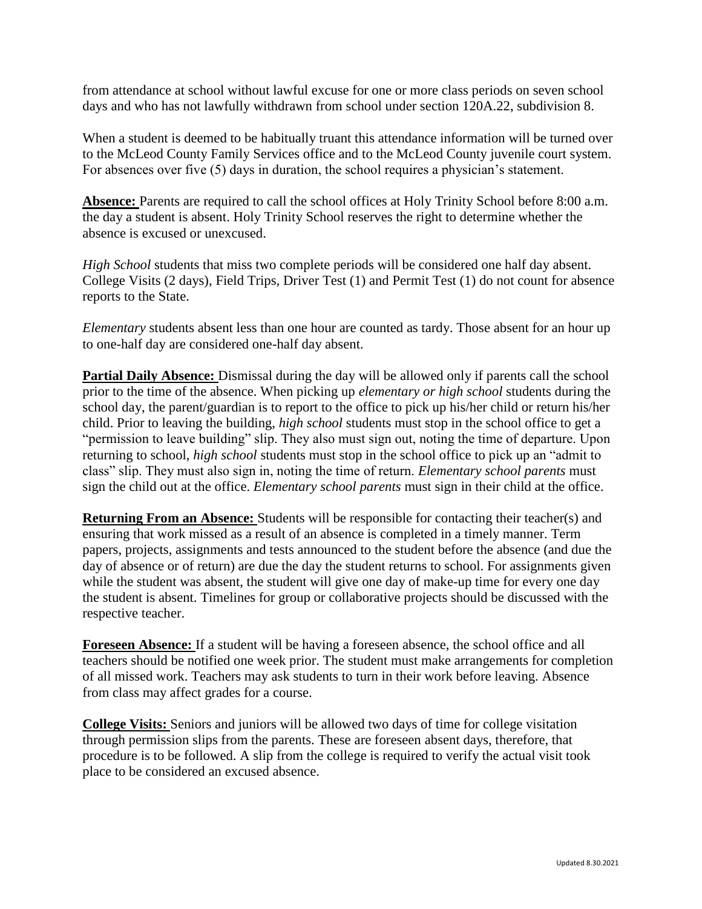from attendance at school without lawful excuse for one or more class periods on seven school days and who has not lawfully withdrawn from school under section 120A.22, subdivision 8.

When a student is deemed to be habitually truant this attendance information will be turned over to the McLeod County Family Services office and to the McLeod County juvenile court system. For absences over five (5) days in duration, the school requires a physician's statement.

**Absence:** Parents are required to call the school offices at Holy Trinity School before 8:00 a.m. the day a student is absent. Holy Trinity School reserves the right to determine whether the absence is excused or unexcused.

*High School* students that miss two complete periods will be considered one half day absent. College Visits (2 days), Field Trips, Driver Test (1) and Permit Test (1) do not count for absence reports to the State.

*Elementary* students absent less than one hour are counted as tardy. Those absent for an hour up to one-half day are considered one-half day absent.

**Partial Daily Absence:** Dismissal during the day will be allowed only if parents call the school prior to the time of the absence. When picking up *elementary or high school* students during the school day, the parent/guardian is to report to the office to pick up his/her child or return his/her child. Prior to leaving the building, *high school* students must stop in the school office to get a "permission to leave building" slip. They also must sign out, noting the time of departure. Upon returning to school, *high school* students must stop in the school office to pick up an "admit to class" slip. They must also sign in, noting the time of return. *Elementary school parents* must sign the child out at the office. *Elementary school parents* must sign in their child at the office.

**Returning From an Absence:** Students will be responsible for contacting their teacher(s) and ensuring that work missed as a result of an absence is completed in a timely manner. Term papers, projects, assignments and tests announced to the student before the absence (and due the day of absence or of return) are due the day the student returns to school. For assignments given while the student was absent, the student will give one day of make-up time for every one day the student is absent. Timelines for group or collaborative projects should be discussed with the respective teacher.

**Foreseen Absence:** If a student will be having a foreseen absence, the school office and all teachers should be notified one week prior. The student must make arrangements for completion of all missed work. Teachers may ask students to turn in their work before leaving. Absence from class may affect grades for a course.

**College Visits:** Seniors and juniors will be allowed two days of time for college visitation through permission slips from the parents. These are foreseen absent days, therefore, that procedure is to be followed. A slip from the college is required to verify the actual visit took place to be considered an excused absence.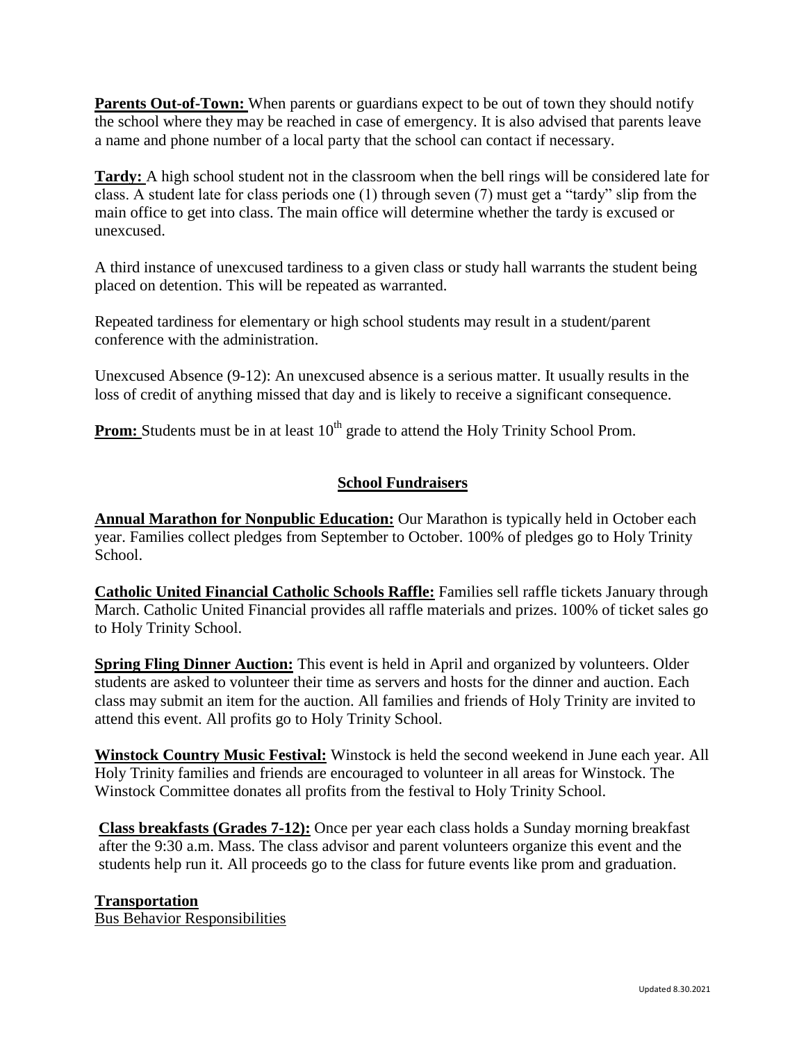**Parents Out-of-Town:** When parents or guardians expect to be out of town they should notify the school where they may be reached in case of emergency. It is also advised that parents leave a name and phone number of a local party that the school can contact if necessary.

**Tardy:** A high school student not in the classroom when the bell rings will be considered late for class. A student late for class periods one (1) through seven (7) must get a "tardy" slip from the main office to get into class. The main office will determine whether the tardy is excused or unexcused.

A third instance of unexcused tardiness to a given class or study hall warrants the student being placed on detention. This will be repeated as warranted.

Repeated tardiness for elementary or high school students may result in a student/parent conference with the administration.

Unexcused Absence (9-12): An unexcused absence is a serious matter. It usually results in the loss of credit of anything missed that day and is likely to receive a significant consequence.

**Prom:** Students must be in at least 10th grade to attend the Holy Trinity School Prom.

## School Fundraisers

**Annual Marathon for Nonpublic Education:** Our Marathon is typically held in October each year. Families collect pledges from September to October. 100% of pledges go to Holy Trinity School.

**Catholic United Financial Catholic Schools Raffle:** Families sell raffle tickets January through March. Catholic United Financial provides all raffle materials and prizes. 100% of ticket sales go to Holy Trinity School.

**Spring Fling Dinner Auction:** This event is held in April and organized by volunteers. Older students are asked to volunteer their time as servers and hosts for the dinner and auction. Each class may submit an item for the auction. All families and friends of Holy Trinity are invited to attend this event. All profits go to Holy Trinity School.

**Winstock Country Music Festival:** Winstock is held the second weekend in June each year. All Holy Trinity families and friends are encouraged to volunteer in all areas for Winstock. The Winstock Committee donates all profits from the festival to Holy Trinity School.

**Class breakfasts (Grades 7-12):** Once per year each class holds a Sunday morning breakfast after the 9:30 a.m. Mass. The class advisor and parent volunteers organize this event and the students help run it. All proceeds go to the class for future events like prom and graduation.

**Transportation**

Bus Behavior Responsibilities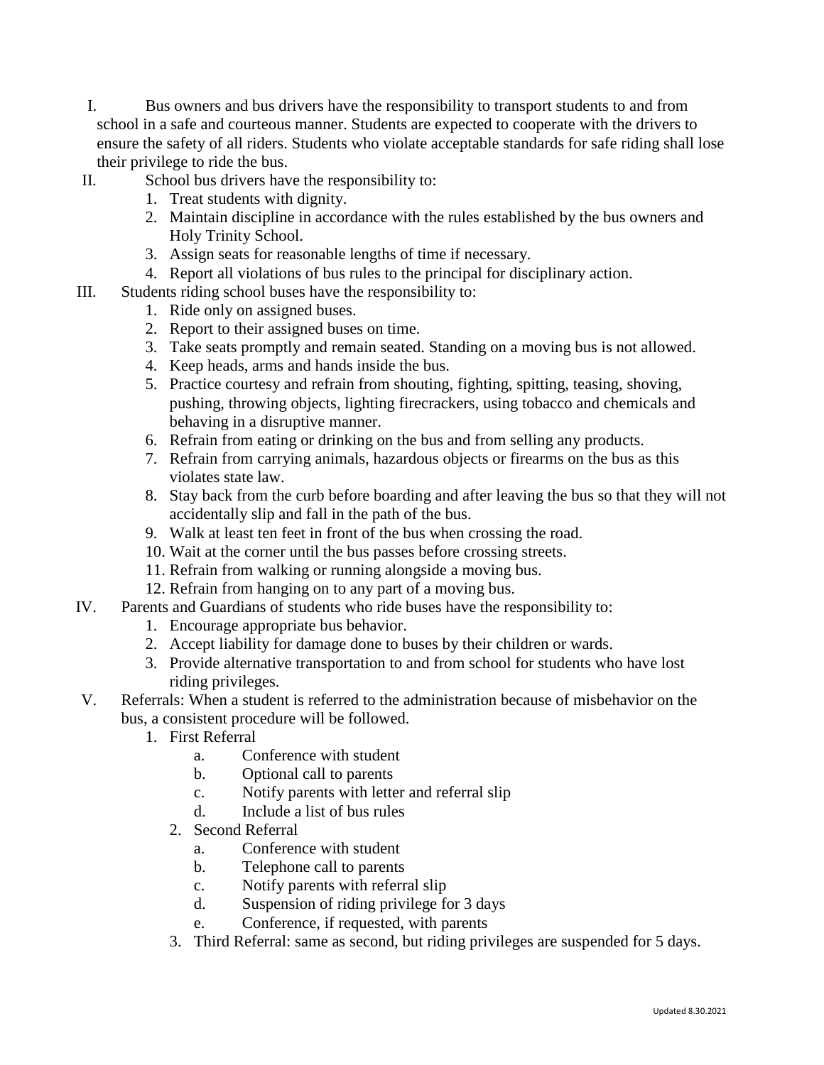I. Bus owners and bus drivers have the responsibility to transport students to and from school in a safe and courteous manner. Students are expected to cooperate with the drivers to ensure the safety of all riders. Students who violate acceptable standards for safe riding shall lose their privilege to ride the bus.

II. School bus drivers have the responsibility to:
   1. Treat students with dignity.
   2. Maintain discipline in accordance with the rules established by the bus owners and Holy Trinity School.
   3. Assign seats for reasonable lengths of time if necessary.
   4. Report all violations of bus rules to the principal for disciplinary action.

III. Students riding school buses have the responsibility to:
   1. Ride only on assigned buses.
   2. Report to their assigned buses on time.
   3. Take seats promptly and remain seated. Standing on a moving bus is not allowed.
   4. Keep heads, arms and hands inside the bus.
   5. Practice courtesy and refrain from shouting, fighting, spitting, teasing, shoving, pushing, throwing objects, lighting firecrackers, using tobacco and chemicals and behaving in a disruptive manner.
   6. Refrain from eating or drinking on the bus and from selling any products.
   7. Refrain from carrying animals, hazardous objects or firearms on the bus as this violates state law.
   8. Stay back from the curb before boarding and after leaving the bus so that they will not accidentally slip and fall in the path of the bus.
   9. Walk at least ten feet in front of the bus when crossing the road.
   10. Wait at the corner until the bus passes before crossing streets.
   11. Refrain from walking or running alongside a moving bus.
   12. Refrain from hanging on to any part of a moving bus.

IV. Parents and Guardians of students who ride buses have the responsibility to:
   1. Encourage appropriate bus behavior.
   2. Accept liability for damage done to buses by their children or wards.
   3. Provide alternative transportation to and from school for students who have lost riding privileges.

V. Referrals: When a student is referred to the administration because of misbehavior on the bus, a consistent procedure will be followed.
   1. First Referral
      a. Conference with student
      b. Optional call to parents
      c. Notify parents with letter and referral slip
      d. Include a list of bus rules
   2. Second Referral
      a. Conference with student
      b. Telephone call to parents
      c. Notify parents with referral slip
      d. Suspension of riding privilege for 3 days
      e. Conference, if requested, with parents
   3. Third Referral: same as second, but riding privileges are suspended for 5 days.

Updated 8.30.2021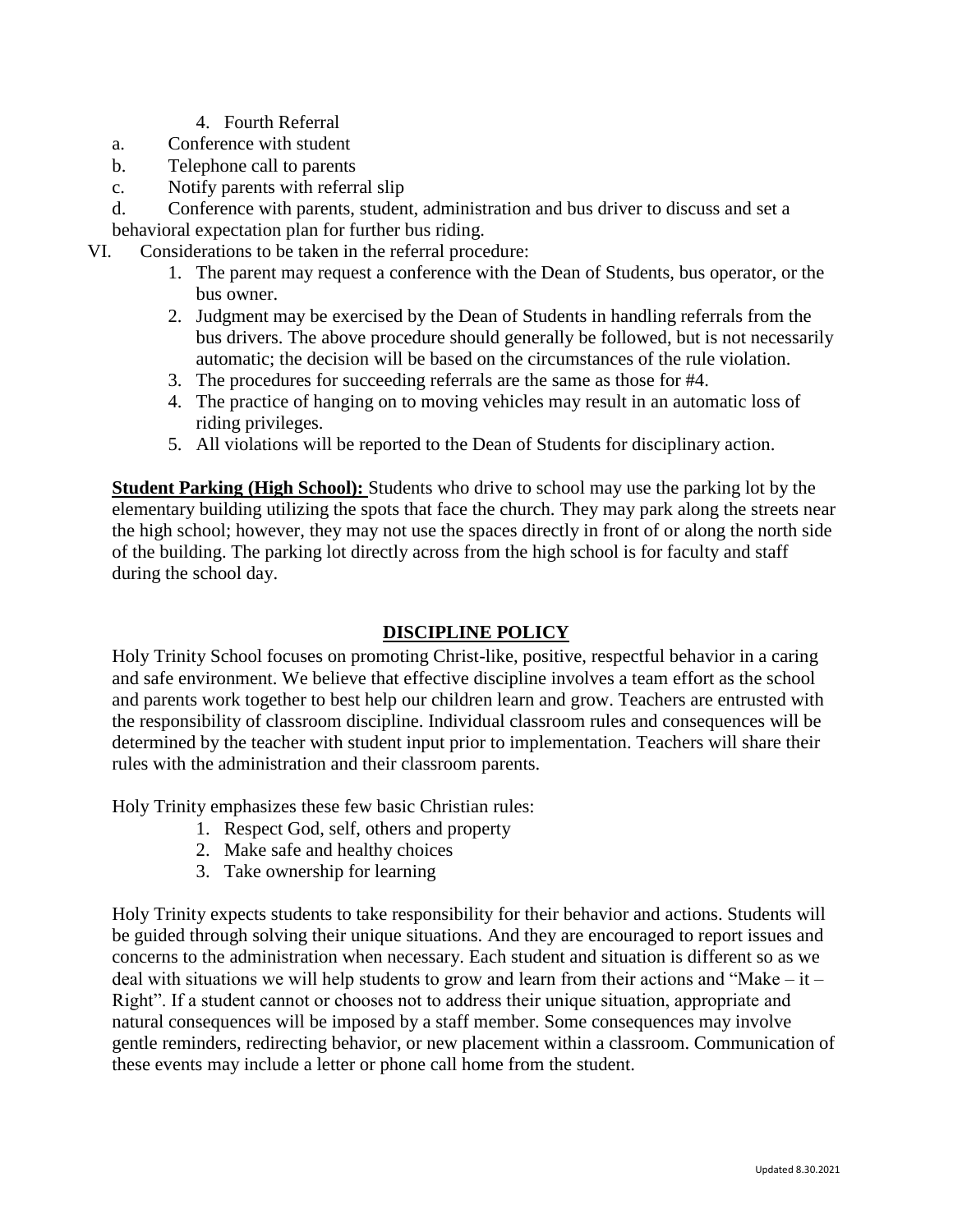4. Fourth Referral

a. Conference with student

b. Telephone call to parents

c. Notify parents with referral slip

d. Conference with parents, student, administration and bus driver to discuss and set a behavioral expectation plan for further bus riding.

VI. Considerations to be taken in the referral procedure:

1. The parent may request a conference with the Dean of Students, bus operator, or the bus owner.
2. Judgment may be exercised by the Dean of Students in handling referrals from the bus drivers. The above procedure should generally be followed, but is not necessarily automatic; the decision will be based on the circumstances of the rule violation.
3. The procedures for succeeding referrals are the same as those for #4.
4. The practice of hanging on to moving vehicles may result in an automatic loss of riding privileges.
5. All violations will be reported to the Dean of Students for disciplinary action.

**Student Parking (High School):** Students who drive to school may use the parking lot by the elementary building utilizing the spots that face the church. They may park along the streets near the high school; however, they may not use the spaces directly in front of or along the north side of the building. The parking lot directly across from the high school is for faculty and staff during the school day.

## DISCIPLINE POLICY

Holy Trinity School focuses on promoting Christ-like, positive, respectful behavior in a caring and safe environment. We believe that effective discipline involves a team effort as the school and parents work together to best help our children learn and grow. Teachers are entrusted with the responsibility of classroom discipline. Individual classroom rules and consequences will be determined by the teacher with student input prior to implementation. Teachers will share their rules with the administration and their classroom parents.

Holy Trinity emphasizes these few basic Christian rules:

1. Respect God, self, others and property
2. Make safe and healthy choices
3. Take ownership for learning

Holy Trinity expects students to take responsibility for their behavior and actions. Students will be guided through solving their unique situations. And they are encouraged to report issues and concerns to the administration when necessary. Each student and situation is different so as we deal with situations we will help students to grow and learn from their actions and "Make – it – Right". If a student cannot or chooses not to address their unique situation, appropriate and natural consequences will be imposed by a staff member. Some consequences may involve gentle reminders, redirecting behavior, or new placement within a classroom. Communication of these events may include a letter or phone call home from the student.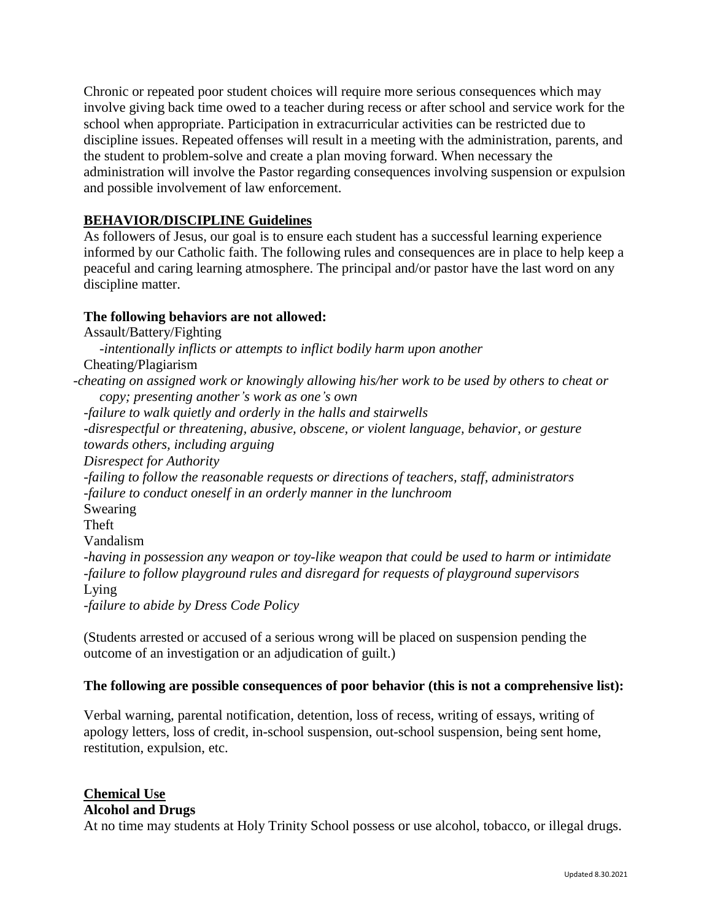Chronic or repeated poor student choices will require more serious consequences which may involve giving back time owed to a teacher during recess or after school and service work for the school when appropriate. Participation in extracurricular activities can be restricted due to discipline issues. Repeated offenses will result in a meeting with the administration, parents, and the student to problem-solve and create a plan moving forward. When necessary the administration will involve the Pastor regarding consequences involving suspension or expulsion and possible involvement of law enforcement.

## BEHAVIOR/DISCIPLINE Guidelines

As followers of Jesus, our goal is to ensure each student has a successful learning experience informed by our Catholic faith. The following rules and consequences are in place to help keep a peaceful and caring learning atmosphere. The principal and/or pastor have the last word on any discipline matter.

**The following behaviors are not allowed:**

Assault/Battery/Fighting
*-intentionally inflicts or attempts to inflict bodily harm upon another*
Cheating/Plagiarism
*-cheating on assigned work or knowingly allowing his/her work to be used by others to cheat or copy; presenting another's work as one's own*
*-failure to walk quietly and orderly in the halls and stairwells*
*-disrespectful or threatening, abusive, obscene, or violent language, behavior, or gesture towards others, including arguing*
*Disrespect for Authority*
*-failing to follow the reasonable requests or directions of teachers, staff, administrators*
*-failure to conduct oneself in an orderly manner in the lunchroom*
Swearing
Theft
Vandalism
*-having in possession any weapon or toy-like weapon that could be used to harm or intimidate*
*-failure to follow playground rules and disregard for requests of playground supervisors*
Lying
*-failure to abide by Dress Code Policy*

(Students arrested or accused of a serious wrong will be placed on suspension pending the outcome of an investigation or an adjudication of guilt.)

**The following are possible consequences of poor behavior (this is not a comprehensive list):**

Verbal warning, parental notification, detention, loss of recess, writing of essays, writing of apology letters, loss of credit, in-school suspension, out-school suspension, being sent home, restitution, expulsion, etc.

## Chemical Use

### Alcohol and Drugs

At no time may students at Holy Trinity School possess or use alcohol, tobacco, or illegal drugs.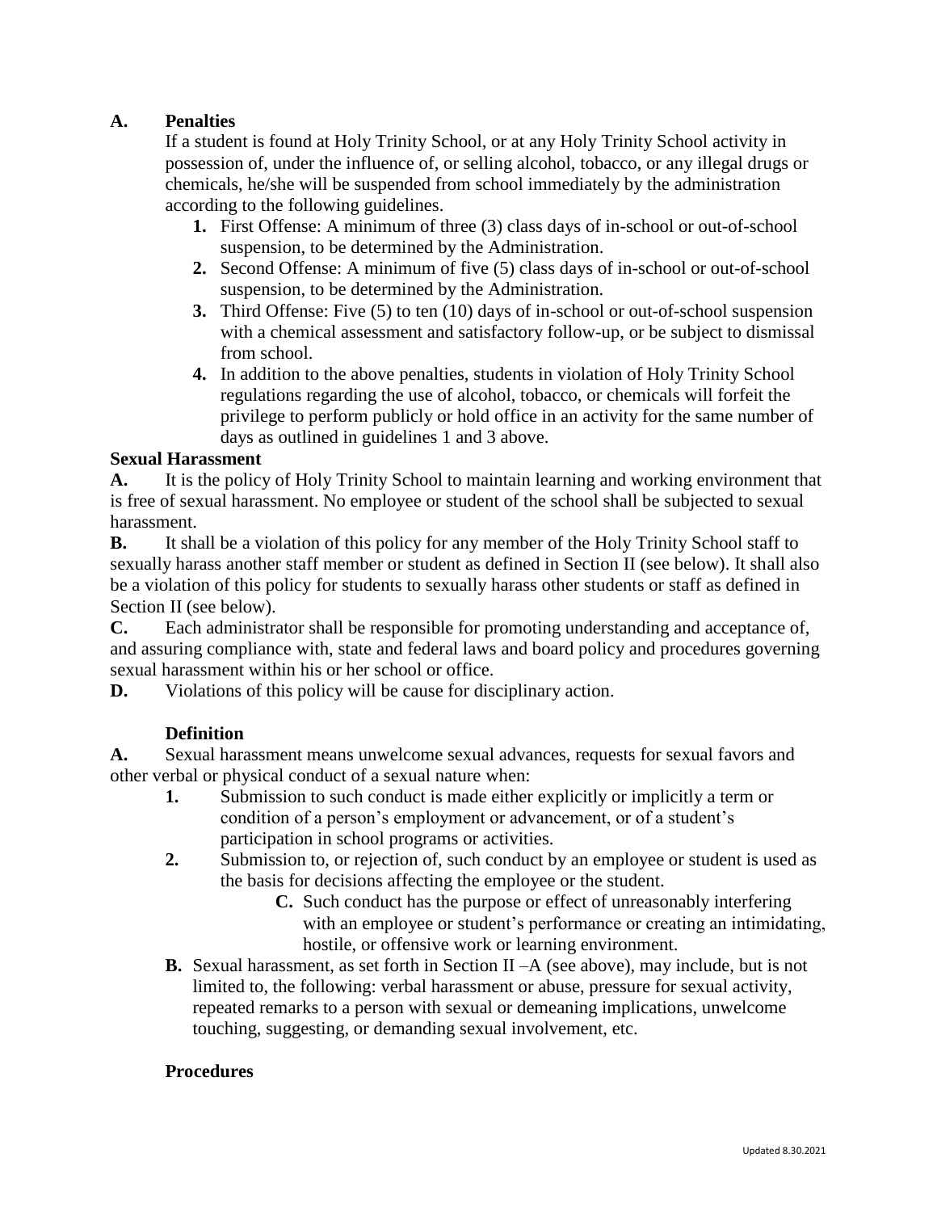**A. Penalties**

If a student is found at Holy Trinity School, or at any Holy Trinity School activity in possession of, under the influence of, or selling alcohol, tobacco, or any illegal drugs or chemicals, he/she will be suspended from school immediately by the administration according to the following guidelines.

1. First Offense: A minimum of three (3) class days of in-school or out-of-school suspension, to be determined by the Administration.
2. Second Offense: A minimum of five (5) class days of in-school or out-of-school suspension, to be determined by the Administration.
3. Third Offense: Five (5) to ten (10) days of in-school or out-of-school suspension with a chemical assessment and satisfactory follow-up, or be subject to dismissal from school.
4. In addition to the above penalties, students in violation of Holy Trinity School regulations regarding the use of alcohol, tobacco, or chemicals will forfeit the privilege to perform publicly or hold office in an activity for the same number of days as outlined in guidelines 1 and 3 above.

**Sexual Harassment**

**A.** It is the policy of Holy Trinity School to maintain learning and working environment that is free of sexual harassment. No employee or student of the school shall be subjected to sexual harassment.

**B.** It shall be a violation of this policy for any member of the Holy Trinity School staff to sexually harass another staff member or student as defined in Section II (see below). It shall also be a violation of this policy for students to sexually harass other students or staff as defined in Section II (see below).

**C.** Each administrator shall be responsible for promoting understanding and acceptance of, and assuring compliance with, state and federal laws and board policy and procedures governing sexual harassment within his or her school or office.

**D.** Violations of this policy will be cause for disciplinary action.

**Definition**

**A.** Sexual harassment means unwelcome sexual advances, requests for sexual favors and other verbal or physical conduct of a sexual nature when:

1. Submission to such conduct is made either explicitly or implicitly a term or condition of a person's employment or advancement, or of a student's participation in school programs or activities.
2. Submission to, or rejection of, such conduct by an employee or student is used as the basis for decisions affecting the employee or the student.
   - **C.** Such conduct has the purpose or effect of unreasonably interfering with an employee or student's performance or creating an intimidating, hostile, or offensive work or learning environment.

**B.** Sexual harassment, as set forth in Section II –A (see above), may include, but is not limited to, the following: verbal harassment or abuse, pressure for sexual activity, repeated remarks to a person with sexual or demeaning implications, unwelcome touching, suggesting, or demanding sexual involvement, etc.

**Procedures**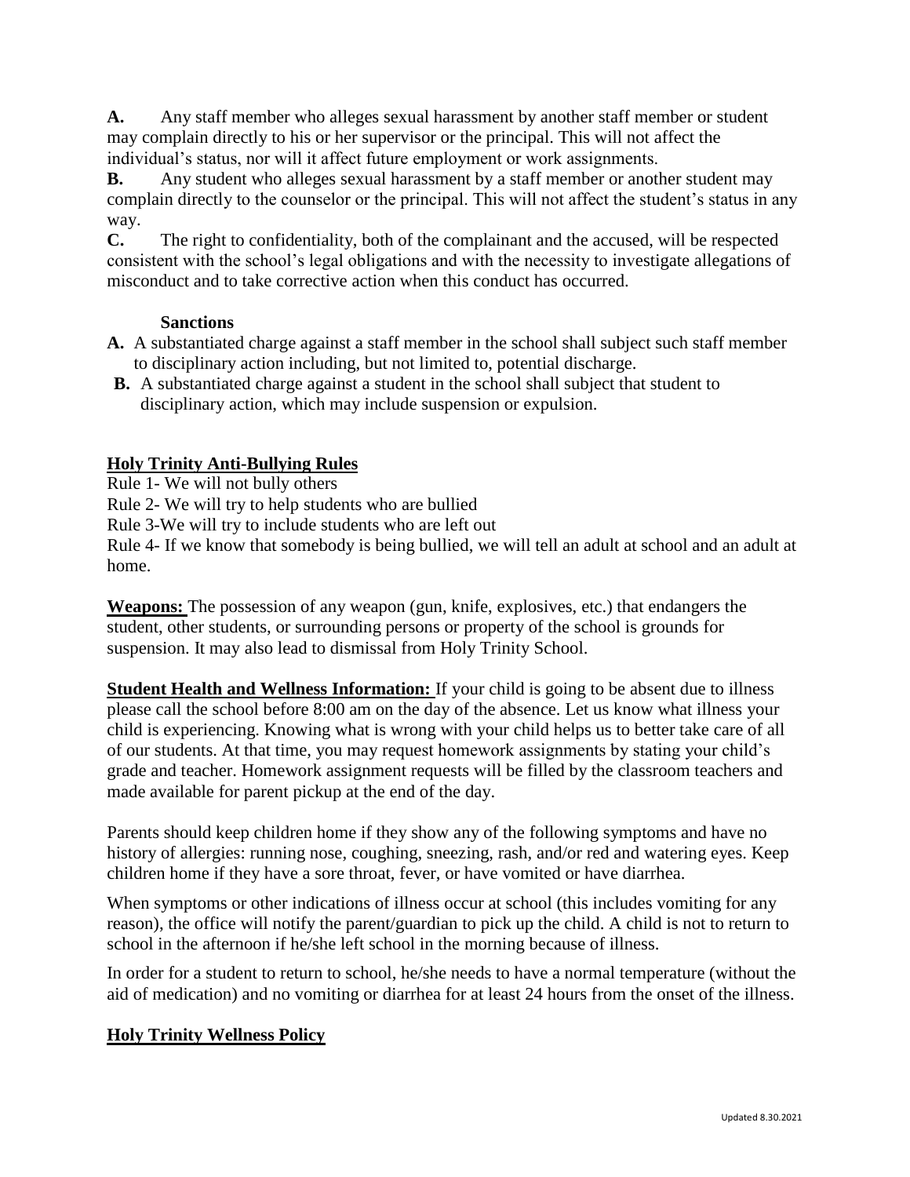**A.** Any staff member who alleges sexual harassment by another staff member or student may complain directly to his or her supervisor or the principal. This will not affect the individual's status, nor will it affect future employment or work assignments.

**B.** Any student who alleges sexual harassment by a staff member or another student may complain directly to the counselor or the principal. This will not affect the student's status in any way.

**C.** The right to confidentiality, both of the complainant and the accused, will be respected consistent with the school's legal obligations and with the necessity to investigate allegations of misconduct and to take corrective action when this conduct has occurred.

**Sanctions**

**A.** A substantiated charge against a staff member in the school shall subject such staff member to disciplinary action including, but not limited to, potential discharge.

**B.** A substantiated charge against a student in the school shall subject that student to disciplinary action, which may include suspension or expulsion.

**Holy Trinity Anti-Bullying Rules**

Rule 1- We will not bully others

Rule 2- We will try to help students who are bullied

Rule 3-We will try to include students who are left out

Rule 4- If we know that somebody is being bullied, we will tell an adult at school and an adult at home.

**Weapons:** The possession of any weapon (gun, knife, explosives, etc.) that endangers the student, other students, or surrounding persons or property of the school is grounds for suspension. It may also lead to dismissal from Holy Trinity School.

**Student Health and Wellness Information:** If your child is going to be absent due to illness please call the school before 8:00 am on the day of the absence. Let us know what illness your child is experiencing. Knowing what is wrong with your child helps us to better take care of all of our students. At that time, you may request homework assignments by stating your child's grade and teacher. Homework assignment requests will be filled by the classroom teachers and made available for parent pickup at the end of the day.

Parents should keep children home if they show any of the following symptoms and have no history of allergies: running nose, coughing, sneezing, rash, and/or red and watering eyes. Keep children home if they have a sore throat, fever, or have vomited or have diarrhea.

When symptoms or other indications of illness occur at school (this includes vomiting for any reason), the office will notify the parent/guardian to pick up the child. A child is not to return to school in the afternoon if he/she left school in the morning because of illness.

In order for a student to return to school, he/she needs to have a normal temperature (without the aid of medication) and no vomiting or diarrhea for at least 24 hours from the onset of the illness.

**Holy Trinity Wellness Policy**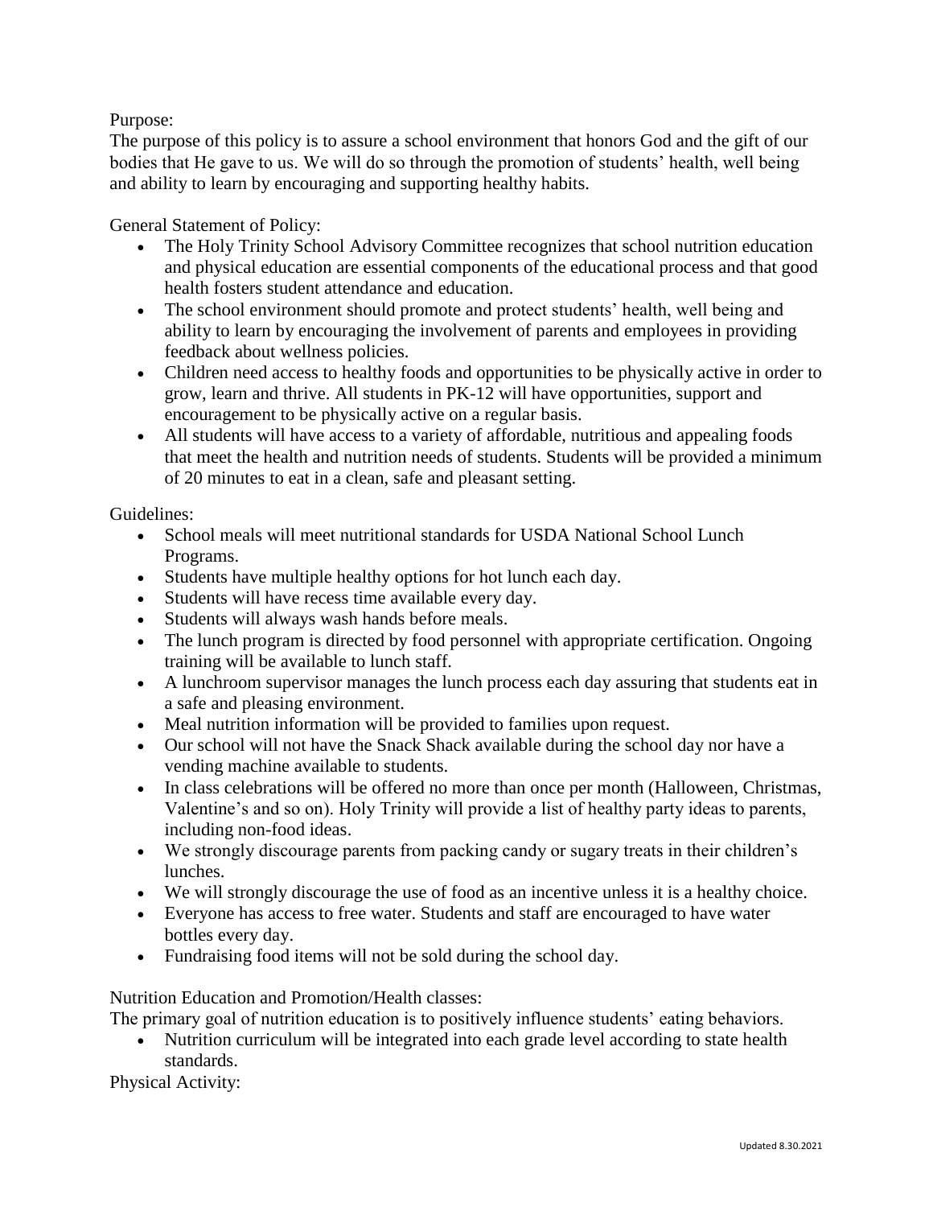Purpose:

The purpose of this policy is to assure a school environment that honors God and the gift of our bodies that He gave to us. We will do so through the promotion of students' health, well being and ability to learn by encouraging and supporting healthy habits.

General Statement of Policy:

- The Holy Trinity School Advisory Committee recognizes that school nutrition education and physical education are essential components of the educational process and that good health fosters student attendance and education.
- The school environment should promote and protect students' health, well being and ability to learn by encouraging the involvement of parents and employees in providing feedback about wellness policies.
- Children need access to healthy foods and opportunities to be physically active in order to grow, learn and thrive. All students in PK-12 will have opportunities, support and encouragement to be physically active on a regular basis.
- All students will have access to a variety of affordable, nutritious and appealing foods that meet the health and nutrition needs of students. Students will be provided a minimum of 20 minutes to eat in a clean, safe and pleasant setting.

Guidelines:

- School meals will meet nutritional standards for USDA National School Lunch Programs.
- Students have multiple healthy options for hot lunch each day.
- Students will have recess time available every day.
- Students will always wash hands before meals.
- The lunch program is directed by food personnel with appropriate certification. Ongoing training will be available to lunch staff.
- A lunchroom supervisor manages the lunch process each day assuring that students eat in a safe and pleasing environment.
- Meal nutrition information will be provided to families upon request.
- Our school will not have the Snack Shack available during the school day nor have a vending machine available to students.
- In class celebrations will be offered no more than once per month (Halloween, Christmas, Valentine's and so on). Holy Trinity will provide a list of healthy party ideas to parents, including non-food ideas.
- We strongly discourage parents from packing candy or sugary treats in their children's lunches.
- We will strongly discourage the use of food as an incentive unless it is a healthy choice.
- Everyone has access to free water. Students and staff are encouraged to have water bottles every day.
- Fundraising food items will not be sold during the school day.

Nutrition Education and Promotion/Health classes:

The primary goal of nutrition education is to positively influence students' eating behaviors.

- Nutrition curriculum will be integrated into each grade level according to state health standards.

Physical Activity: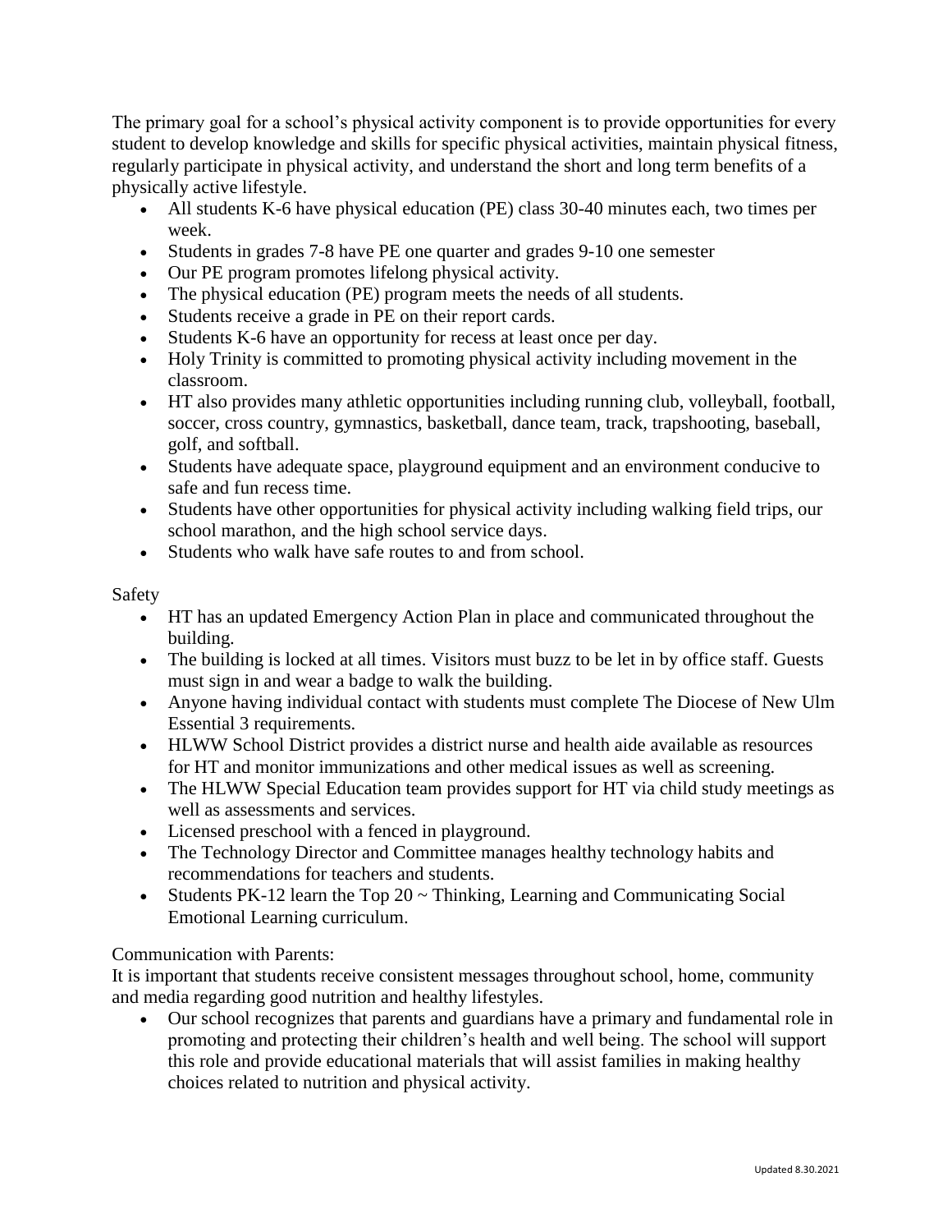The primary goal for a school's physical activity component is to provide opportunities for every student to develop knowledge and skills for specific physical activities, maintain physical fitness, regularly participate in physical activity, and understand the short and long term benefits of a physically active lifestyle.

- All students K-6 have physical education (PE) class 30-40 minutes each, two times per week.
- Students in grades 7-8 have PE one quarter and grades 9-10 one semester
- Our PE program promotes lifelong physical activity.
- The physical education (PE) program meets the needs of all students.
- Students receive a grade in PE on their report cards.
- Students K-6 have an opportunity for recess at least once per day.
- Holy Trinity is committed to promoting physical activity including movement in the classroom.
- HT also provides many athletic opportunities including running club, volleyball, football, soccer, cross country, gymnastics, basketball, dance team, track, trapshooting, baseball, golf, and softball.
- Students have adequate space, playground equipment and an environment conducive to safe and fun recess time.
- Students have other opportunities for physical activity including walking field trips, our school marathon, and the high school service days.
- Students who walk have safe routes to and from school.

Safety

- HT has an updated Emergency Action Plan in place and communicated throughout the building.
- The building is locked at all times. Visitors must buzz to be let in by office staff. Guests must sign in and wear a badge to walk the building.
- Anyone having individual contact with students must complete The Diocese of New Ulm Essential 3 requirements.
- HLWW School District provides a district nurse and health aide available as resources for HT and monitor immunizations and other medical issues as well as screening.
- The HLWW Special Education team provides support for HT via child study meetings as well as assessments and services.
- Licensed preschool with a fenced in playground.
- The Technology Director and Committee manages healthy technology habits and recommendations for teachers and students.
- Students PK-12 learn the Top 20 ~ Thinking, Learning and Communicating Social Emotional Learning curriculum.

Communication with Parents:

It is important that students receive consistent messages throughout school, home, community and media regarding good nutrition and healthy lifestyles.

- Our school recognizes that parents and guardians have a primary and fundamental role in promoting and protecting their children's health and well being. The school will support this role and provide educational materials that will assist families in making healthy choices related to nutrition and physical activity.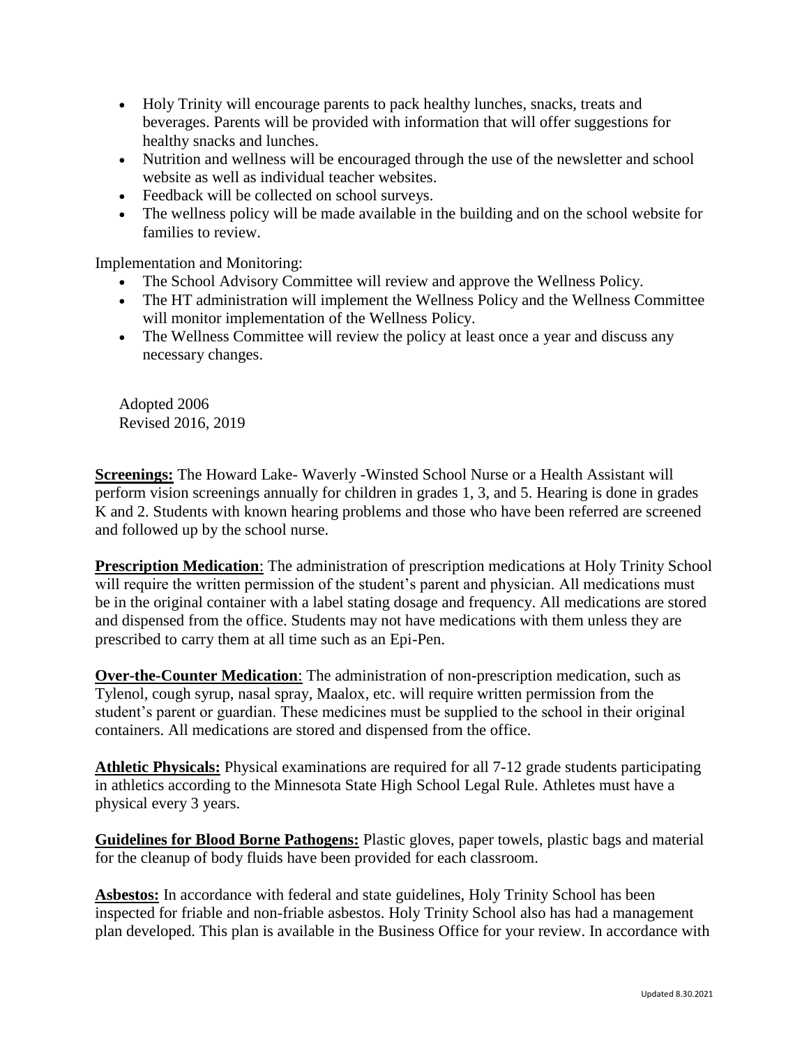- Holy Trinity will encourage parents to pack healthy lunches, snacks, treats and beverages. Parents will be provided with information that will offer suggestions for healthy snacks and lunches.
- Nutrition and wellness will be encouraged through the use of the newsletter and school website as well as individual teacher websites.
- Feedback will be collected on school surveys.
- The wellness policy will be made available in the building and on the school website for families to review.

Implementation and Monitoring:

- The School Advisory Committee will review and approve the Wellness Policy.
- The HT administration will implement the Wellness Policy and the Wellness Committee will monitor implementation of the Wellness Policy.
- The Wellness Committee will review the policy at least once a year and discuss any necessary changes.

Adopted 2006
Revised 2016, 2019

**Screenings:** The Howard Lake- Waverly -Winsted School Nurse or a Health Assistant will perform vision screenings annually for children in grades 1, 3, and 5. Hearing is done in grades K and 2. Students with known hearing problems and those who have been referred are screened and followed up by the school nurse.

**Prescription Medication**: The administration of prescription medications at Holy Trinity School will require the written permission of the student's parent and physician. All medications must be in the original container with a label stating dosage and frequency. All medications are stored and dispensed from the office. Students may not have medications with them unless they are prescribed to carry them at all time such as an Epi-Pen.

**Over-the-Counter Medication**: The administration of non-prescription medication, such as Tylenol, cough syrup, nasal spray, Maalox, etc. will require written permission from the student's parent or guardian. These medicines must be supplied to the school in their original containers. All medications are stored and dispensed from the office.

**Athletic Physicals:** Physical examinations are required for all 7-12 grade students participating in athletics according to the Minnesota State High School Legal Rule. Athletes must have a physical every 3 years.

**Guidelines for Blood Borne Pathogens:** Plastic gloves, paper towels, plastic bags and material for the cleanup of body fluids have been provided for each classroom.

**Asbestos:** In accordance with federal and state guidelines, Holy Trinity School has been inspected for friable and non-friable asbestos. Holy Trinity School also has had a management plan developed. This plan is available in the Business Office for your review. In accordance with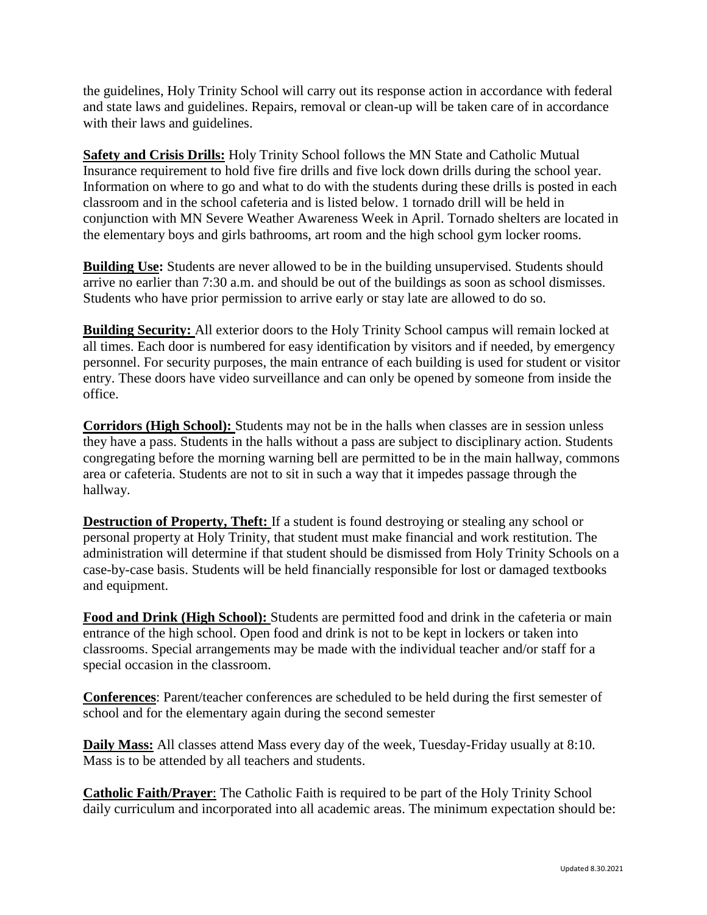the guidelines, Holy Trinity School will carry out its response action in accordance with federal and state laws and guidelines. Repairs, removal or clean-up will be taken care of in accordance with their laws and guidelines.

**Safety and Crisis Drills:** Holy Trinity School follows the MN State and Catholic Mutual Insurance requirement to hold five fire drills and five lock down drills during the school year. Information on where to go and what to do with the students during these drills is posted in each classroom and in the school cafeteria and is listed below. 1 tornado drill will be held in conjunction with MN Severe Weather Awareness Week in April. Tornado shelters are located in the elementary boys and girls bathrooms, art room and the high school gym locker rooms.

**Building Use:** Students are never allowed to be in the building unsupervised. Students should arrive no earlier than 7:30 a.m. and should be out of the buildings as soon as school dismisses. Students who have prior permission to arrive early or stay late are allowed to do so.

**Building Security:** All exterior doors to the Holy Trinity School campus will remain locked at all times. Each door is numbered for easy identification by visitors and if needed, by emergency personnel. For security purposes, the main entrance of each building is used for student or visitor entry. These doors have video surveillance and can only be opened by someone from inside the office.

**Corridors (High School):** Students may not be in the halls when classes are in session unless they have a pass. Students in the halls without a pass are subject to disciplinary action. Students congregating before the morning warning bell are permitted to be in the main hallway, commons area or cafeteria. Students are not to sit in such a way that it impedes passage through the hallway.

**Destruction of Property, Theft:** If a student is found destroying or stealing any school or personal property at Holy Trinity, that student must make financial and work restitution. The administration will determine if that student should be dismissed from Holy Trinity Schools on a case-by-case basis. Students will be held financially responsible for lost or damaged textbooks and equipment.

**Food and Drink (High School):** Students are permitted food and drink in the cafeteria or main entrance of the high school. Open food and drink is not to be kept in lockers or taken into classrooms. Special arrangements may be made with the individual teacher and/or staff for a special occasion in the classroom.

**Conferences**: Parent/teacher conferences are scheduled to be held during the first semester of school and for the elementary again during the second semester

**Daily Mass:** All classes attend Mass every day of the week, Tuesday-Friday usually at 8:10. Mass is to be attended by all teachers and students.

**Catholic Faith/Prayer**: The Catholic Faith is required to be part of the Holy Trinity School daily curriculum and incorporated into all academic areas. The minimum expectation should be: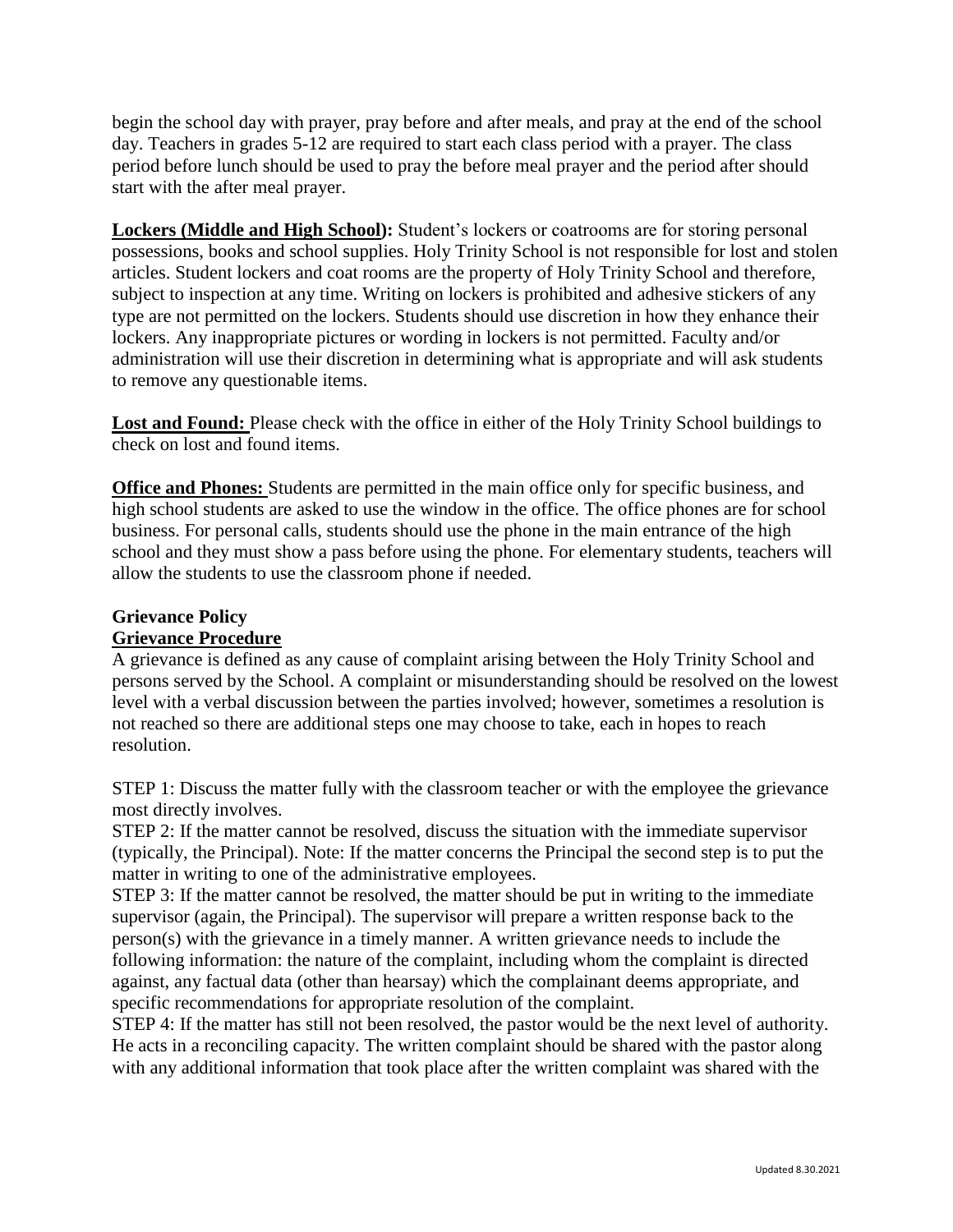begin the school day with prayer, pray before and after meals, and pray at the end of the school day. Teachers in grades 5-12 are required to start each class period with a prayer. The class period before lunch should be used to pray the before meal prayer and the period after should start with the after meal prayer.

**Lockers (Middle and High School):** Student's lockers or coatrooms are for storing personal possessions, books and school supplies. Holy Trinity School is not responsible for lost and stolen articles. Student lockers and coat rooms are the property of Holy Trinity School and therefore, subject to inspection at any time. Writing on lockers is prohibited and adhesive stickers of any type are not permitted on the lockers. Students should use discretion in how they enhance their lockers. Any inappropriate pictures or wording in lockers is not permitted. Faculty and/or administration will use their discretion in determining what is appropriate and will ask students to remove any questionable items.

**Lost and Found:** Please check with the office in either of the Holy Trinity School buildings to check on lost and found items.

**Office and Phones:** Students are permitted in the main office only for specific business, and high school students are asked to use the window in the office. The office phones are for school business. For personal calls, students should use the phone in the main entrance of the high school and they must show a pass before using the phone. For elementary students, teachers will allow the students to use the classroom phone if needed.

## Grievance Policy

### Grievance Procedure

A grievance is defined as any cause of complaint arising between the Holy Trinity School and persons served by the School. A complaint or misunderstanding should be resolved on the lowest level with a verbal discussion between the parties involved; however, sometimes a resolution is not reached so there are additional steps one may choose to take, each in hopes to reach resolution.

STEP 1: Discuss the matter fully with the classroom teacher or with the employee the grievance most directly involves.

STEP 2: If the matter cannot be resolved, discuss the situation with the immediate supervisor (typically, the Principal). Note: If the matter concerns the Principal the second step is to put the matter in writing to one of the administrative employees.

STEP 3: If the matter cannot be resolved, the matter should be put in writing to the immediate supervisor (again, the Principal). The supervisor will prepare a written response back to the person(s) with the grievance in a timely manner. A written grievance needs to include the following information: the nature of the complaint, including whom the complaint is directed against, any factual data (other than hearsay) which the complainant deems appropriate, and specific recommendations for appropriate resolution of the complaint.

STEP 4: If the matter has still not been resolved, the pastor would be the next level of authority. He acts in a reconciling capacity. The written complaint should be shared with the pastor along with any additional information that took place after the written complaint was shared with the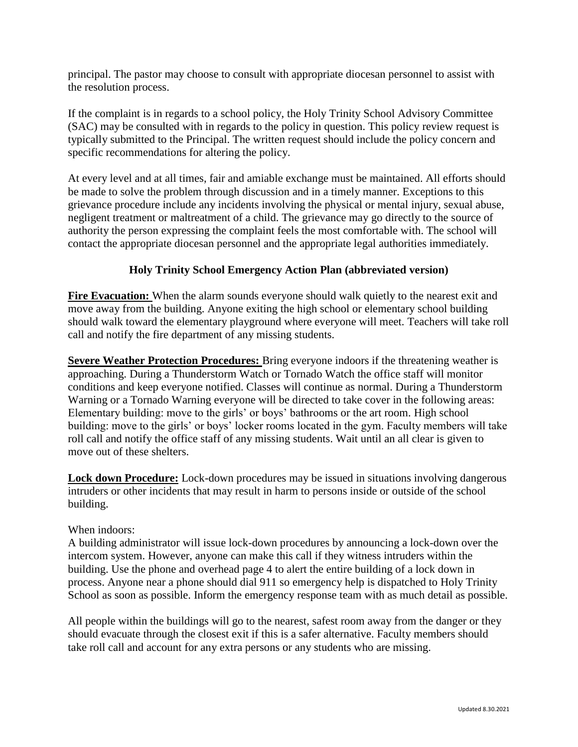principal. The pastor may choose to consult with appropriate diocesan personnel to assist with the resolution process.

If the complaint is in regards to a school policy, the Holy Trinity School Advisory Committee (SAC) may be consulted with in regards to the policy in question. This policy review request is typically submitted to the Principal. The written request should include the policy concern and specific recommendations for altering the policy.

At every level and at all times, fair and amiable exchange must be maintained. All efforts should be made to solve the problem through discussion and in a timely manner. Exceptions to this grievance procedure include any incidents involving the physical or mental injury, sexual abuse, negligent treatment or maltreatment of a child. The grievance may go directly to the source of authority the person expressing the complaint feels the most comfortable with. The school will contact the appropriate diocesan personnel and the appropriate legal authorities immediately.

## Holy Trinity School Emergency Action Plan (abbreviated version)

**Fire Evacuation:** When the alarm sounds everyone should walk quietly to the nearest exit and move away from the building. Anyone exiting the high school or elementary school building should walk toward the elementary playground where everyone will meet. Teachers will take roll call and notify the fire department of any missing students.

**Severe Weather Protection Procedures:** Bring everyone indoors if the threatening weather is approaching. During a Thunderstorm Watch or Tornado Watch the office staff will monitor conditions and keep everyone notified. Classes will continue as normal. During a Thunderstorm Warning or a Tornado Warning everyone will be directed to take cover in the following areas: Elementary building: move to the girls' or boys' bathrooms or the art room. High school building: move to the girls' or boys' locker rooms located in the gym. Faculty members will take roll call and notify the office staff of any missing students. Wait until an all clear is given to move out of these shelters.

**Lock down Procedure:** Lock-down procedures may be issued in situations involving dangerous intruders or other incidents that may result in harm to persons inside or outside of the school building.

When indoors:
A building administrator will issue lock-down procedures by announcing a lock-down over the intercom system. However, anyone can make this call if they witness intruders within the building. Use the phone and overhead page 4 to alert the entire building of a lock down in process. Anyone near a phone should dial 911 so emergency help is dispatched to Holy Trinity School as soon as possible. Inform the emergency response team with as much detail as possible.

All people within the buildings will go to the nearest, safest room away from the danger or they should evacuate through the closest exit if this is a safer alternative. Faculty members should take roll call and account for any extra persons or any students who are missing.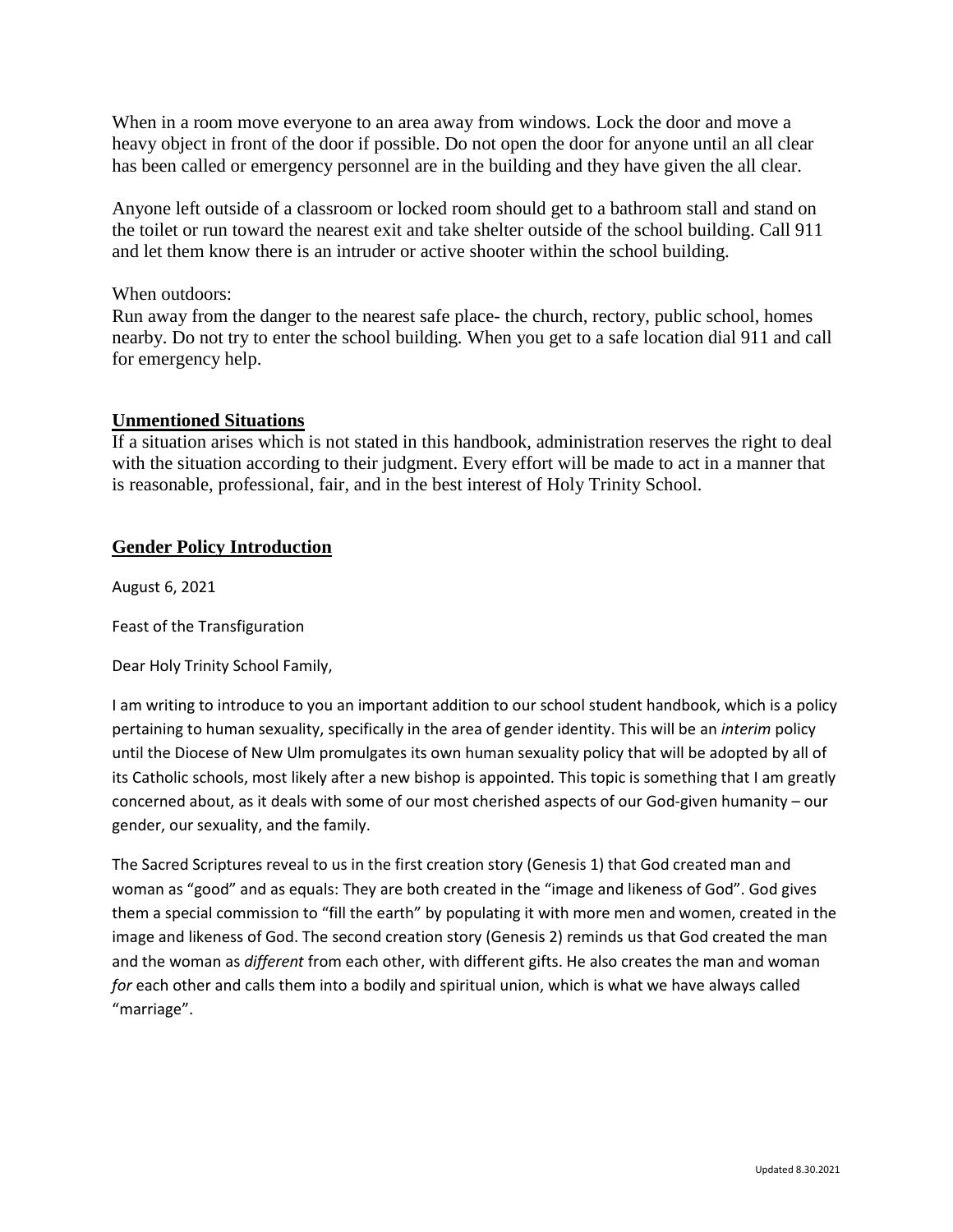When in a room move everyone to an area away from windows. Lock the door and move a heavy object in front of the door if possible. Do not open the door for anyone until an all clear has been called or emergency personnel are in the building and they have given the all clear.

Anyone left outside of a classroom or locked room should get to a bathroom stall and stand on the toilet or run toward the nearest exit and take shelter outside of the school building. Call 911 and let them know there is an intruder or active shooter within the school building.

When outdoors:
Run away from the danger to the nearest safe place- the church, rectory, public school, homes nearby. Do not try to enter the school building. When you get to a safe location dial 911 and call for emergency help.

## Unmentioned Situations

If a situation arises which is not stated in this handbook, administration reserves the right to deal with the situation according to their judgment. Every effort will be made to act in a manner that is reasonable, professional, fair, and in the best interest of Holy Trinity School.

## Gender Policy Introduction

August 6, 2021

Feast of the Transfiguration

Dear Holy Trinity School Family,

I am writing to introduce to you an important addition to our school student handbook, which is a policy pertaining to human sexuality, specifically in the area of gender identity. This will be an *interim* policy until the Diocese of New Ulm promulgates its own human sexuality policy that will be adopted by all of its Catholic schools, most likely after a new bishop is appointed. This topic is something that I am greatly concerned about, as it deals with some of our most cherished aspects of our God-given humanity – our gender, our sexuality, and the family.

The Sacred Scriptures reveal to us in the first creation story (Genesis 1) that God created man and woman as "good" and as equals: They are both created in the "image and likeness of God". God gives them a special commission to "fill the earth" by populating it with more men and women, created in the image and likeness of God. The second creation story (Genesis 2) reminds us that God created the man and the woman as *different* from each other, with different gifts. He also creates the man and woman *for* each other and calls them into a bodily and spiritual union, which is what we have always called "marriage".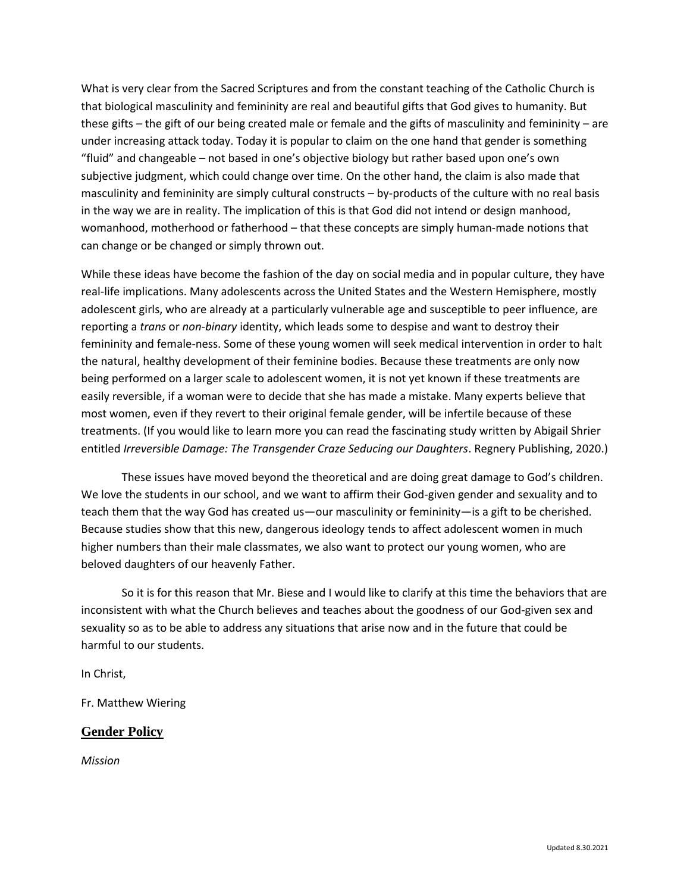What is very clear from the Sacred Scriptures and from the constant teaching of the Catholic Church is that biological masculinity and femininity are real and beautiful gifts that God gives to humanity. But these gifts – the gift of our being created male or female and the gifts of masculinity and femininity – are under increasing attack today. Today it is popular to claim on the one hand that gender is something "fluid" and changeable – not based in one's objective biology but rather based upon one's own subjective judgment, which could change over time. On the other hand, the claim is also made that masculinity and femininity are simply cultural constructs – by-products of the culture with no real basis in the way we are in reality. The implication of this is that God did not intend or design manhood, womanhood, motherhood or fatherhood – that these concepts are simply human-made notions that can change or be changed or simply thrown out.

While these ideas have become the fashion of the day on social media and in popular culture, they have real-life implications. Many adolescents across the United States and the Western Hemisphere, mostly adolescent girls, who are already at a particularly vulnerable age and susceptible to peer influence, are reporting a *trans* or *non-binary* identity, which leads some to despise and want to destroy their femininity and female-ness. Some of these young women will seek medical intervention in order to halt the natural, healthy development of their feminine bodies. Because these treatments are only now being performed on a larger scale to adolescent women, it is not yet known if these treatments are easily reversible, if a woman were to decide that she has made a mistake. Many experts believe that most women, even if they revert to their original female gender, will be infertile because of these treatments. (If you would like to learn more you can read the fascinating study written by Abigail Shrier entitled *Irreversible Damage: The Transgender Craze Seducing our Daughters*. Regnery Publishing, 2020.)

These issues have moved beyond the theoretical and are doing great damage to God's children. We love the students in our school, and we want to affirm their God-given gender and sexuality and to teach them that the way God has created us—our masculinity or femininity—is a gift to be cherished. Because studies show that this new, dangerous ideology tends to affect adolescent women in much higher numbers than their male classmates, we also want to protect our young women, who are beloved daughters of our heavenly Father.

So it is for this reason that Mr. Biese and I would like to clarify at this time the behaviors that are inconsistent with what the Church believes and teaches about the goodness of our God-given sex and sexuality so as to be able to address any situations that arise now and in the future that could be harmful to our students.

In Christ,

Fr. Matthew Wiering

## Gender Policy

*Mission*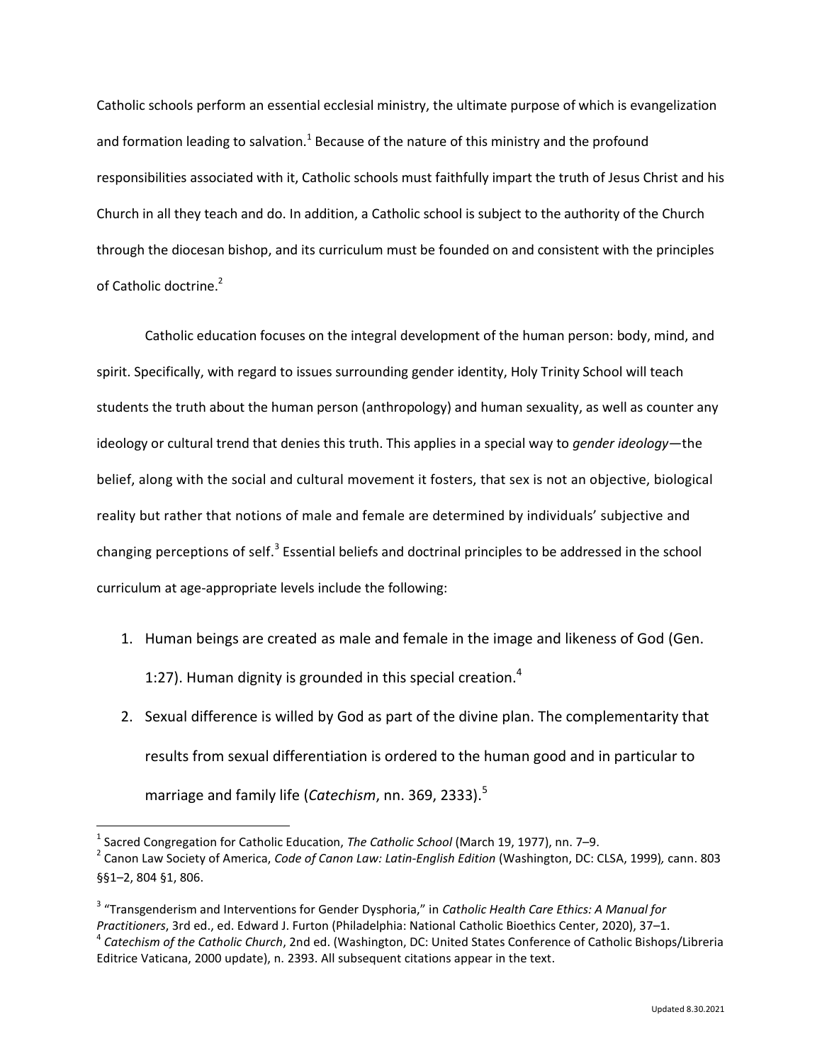Catholic schools perform an essential ecclesial ministry, the ultimate purpose of which is evangelization and formation leading to salvation.[1] Because of the nature of this ministry and the profound responsibilities associated with it, Catholic schools must faithfully impart the truth of Jesus Christ and his Church in all they teach and do. In addition, a Catholic school is subject to the authority of the Church through the diocesan bishop, and its curriculum must be founded on and consistent with the principles of Catholic doctrine.[2]

Catholic education focuses on the integral development of the human person: body, mind, and spirit. Specifically, with regard to issues surrounding gender identity, Holy Trinity School will teach students the truth about the human person (anthropology) and human sexuality, as well as counter any ideology or cultural trend that denies this truth. This applies in a special way to *gender ideology*—the belief, along with the social and cultural movement it fosters, that sex is not an objective, biological reality but rather that notions of male and female are determined by individuals' subjective and changing perceptions of self.[3] Essential beliefs and doctrinal principles to be addressed in the school curriculum at age-appropriate levels include the following:

1. Human beings are created as male and female in the image and likeness of God (Gen. 1:27). Human dignity is grounded in this special creation.[4]
2. Sexual difference is willed by God as part of the divine plan. The complementarity that results from sexual differentiation is ordered to the human good and in particular to marriage and family life (*Catechism*, nn. 369, 2333).[5]

---

[1] Sacred Congregation for Catholic Education, *The Catholic School* (March 19, 1977), nn. 7–9.

[2] Canon Law Society of America, *Code of Canon Law: Latin-English Edition* (Washington, DC: CLSA, 1999), cann. 803 §§1–2, 804 §1, 806.

[3] "Transgenderism and Interventions for Gender Dysphoria," in *Catholic Health Care Ethics: A Manual for Practitioners*, 3rd ed., ed. Edward J. Furton (Philadelphia: National Catholic Bioethics Center, 2020), 37–1.

[4] *Catechism of the Catholic Church*, 2nd ed. (Washington, DC: United States Conference of Catholic Bishops/Libreria Editrice Vaticana, 2000 update), n. 2393. All subsequent citations appear in the text.

Updated 8.30.2021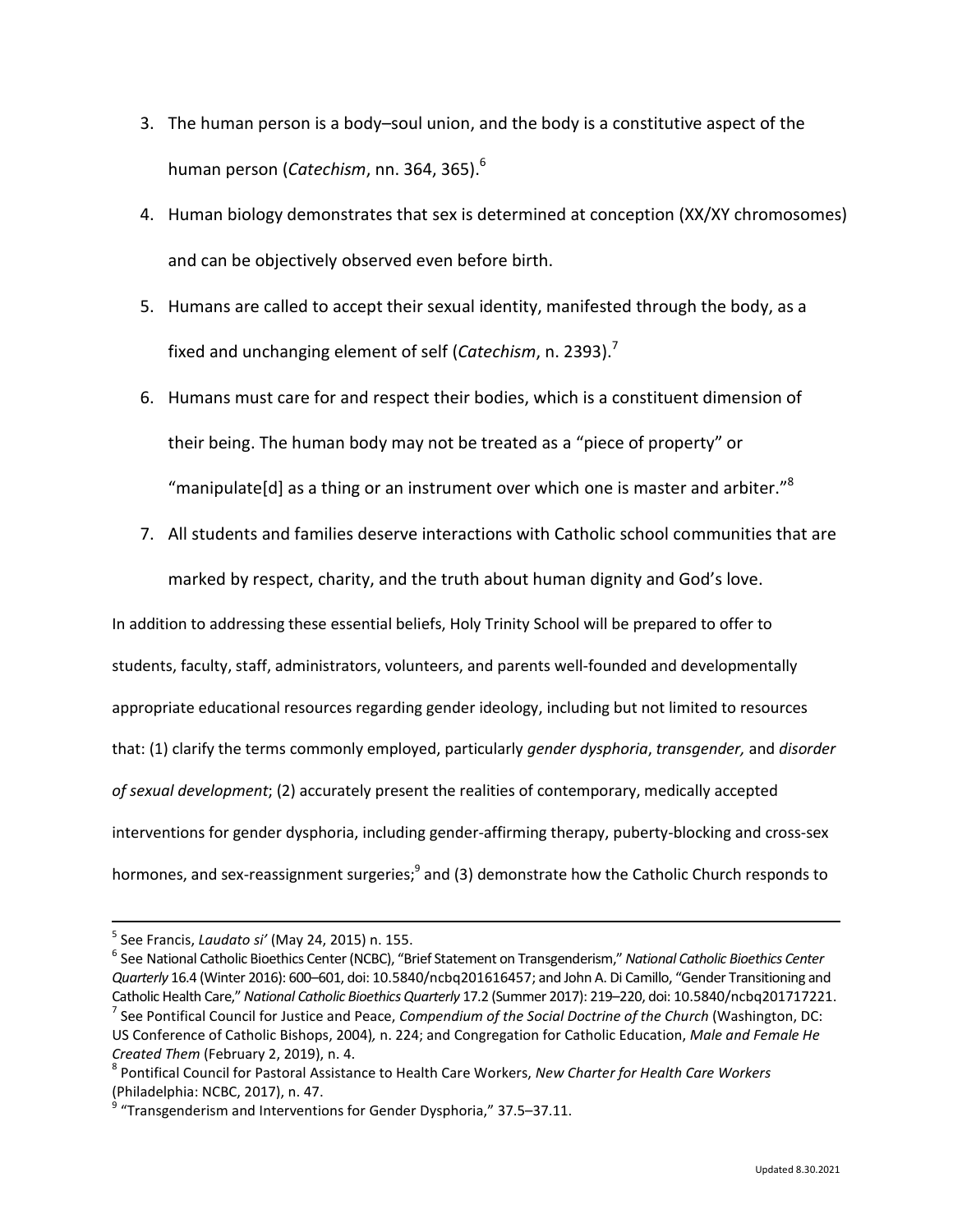3. The human person is a body–soul union, and the body is a constitutive aspect of the human person (*Catechism*, nn. 364, 365).[6]
4. Human biology demonstrates that sex is determined at conception (XX/XY chromosomes) and can be objectively observed even before birth.
5. Humans are called to accept their sexual identity, manifested through the body, as a fixed and unchanging element of self (*Catechism*, n. 2393).[7]
6. Humans must care for and respect their bodies, which is a constituent dimension of their being. The human body may not be treated as a "piece of property" or "manipulate[d] as a thing or an instrument over which one is master and arbiter."[8]
7. All students and families deserve interactions with Catholic school communities that are marked by respect, charity, and the truth about human dignity and God's love.

In addition to addressing these essential beliefs, Holy Trinity School will be prepared to offer to students, faculty, staff, administrators, volunteers, and parents well-founded and developmentally appropriate educational resources regarding gender ideology, including but not limited to resources that: (1) clarify the terms commonly employed, particularly *gender dysphoria*, *transgender,* and *disorder of sexual development*; (2) accurately present the realities of contemporary, medically accepted interventions for gender dysphoria, including gender-affirming therapy, puberty-blocking and cross-sex hormones, and sex-reassignment surgeries;[9] and (3) demonstrate how the Catholic Church responds to

---

[5] See Francis, *Laudato si'* (May 24, 2015) n. 155.

[6] See National Catholic Bioethics Center (NCBC), "Brief Statement on Transgenderism," *National Catholic Bioethics Center Quarterly* 16.4 (Winter 2016): 600–601, doi: 10.5840/ncbq201616457; and John A. Di Camillo, "Gender Transitioning and Catholic Health Care," *National Catholic Bioethics Quarterly* 17.2 (Summer 2017): 219–220, doi: 10.5840/ncbq201717221.

[7] See Pontifical Council for Justice and Peace, *Compendium of the Social Doctrine of the Church* (Washington, DC: US Conference of Catholic Bishops, 2004), n. 224; and Congregation for Catholic Education, *Male and Female He Created Them* (February 2, 2019), n. 4.

[8] Pontifical Council for Pastoral Assistance to Health Care Workers, *New Charter for Health Care Workers* (Philadelphia: NCBC, 2017), n. 47.

[9] "Transgenderism and Interventions for Gender Dysphoria," 37.5–37.11.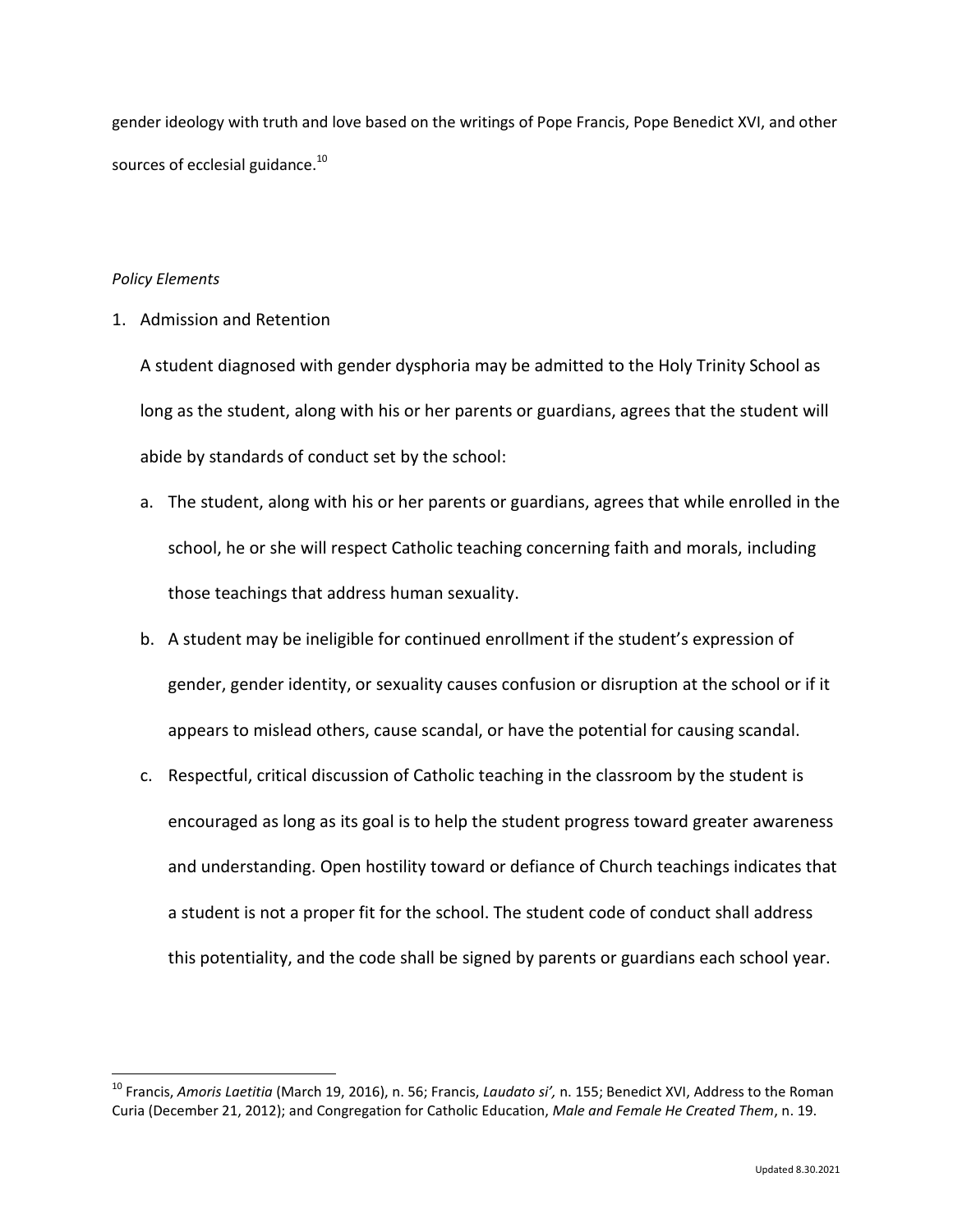gender ideology with truth and love based on the writings of Pope Francis, Pope Benedict XVI, and other sources of ecclesial guidance.[10]

*Policy Elements*

1. Admission and Retention

   A student diagnosed with gender dysphoria may be admitted to the Holy Trinity School as long as the student, along with his or her parents or guardians, agrees that the student will abide by standards of conduct set by the school:

   a. The student, along with his or her parents or guardians, agrees that while enrolled in the school, he or she will respect Catholic teaching concerning faith and morals, including those teachings that address human sexuality.

   b. A student may be ineligible for continued enrollment if the student's expression of gender, gender identity, or sexuality causes confusion or disruption at the school or if it appears to mislead others, cause scandal, or have the potential for causing scandal.

   c. Respectful, critical discussion of Catholic teaching in the classroom by the student is encouraged as long as its goal is to help the student progress toward greater awareness and understanding. Open hostility toward or defiance of Church teachings indicates that a student is not a proper fit for the school. The student code of conduct shall address this potentiality, and the code shall be signed by parents or guardians each school year.

---

[10] Francis, *Amoris Laetitia* (March 19, 2016), n. 56; Francis, *Laudato si',* n. 155; Benedict XVI, Address to the Roman Curia (December 21, 2012); and Congregation for Catholic Education, *Male and Female He Created Them*, n. 19.

Updated 8.30.2021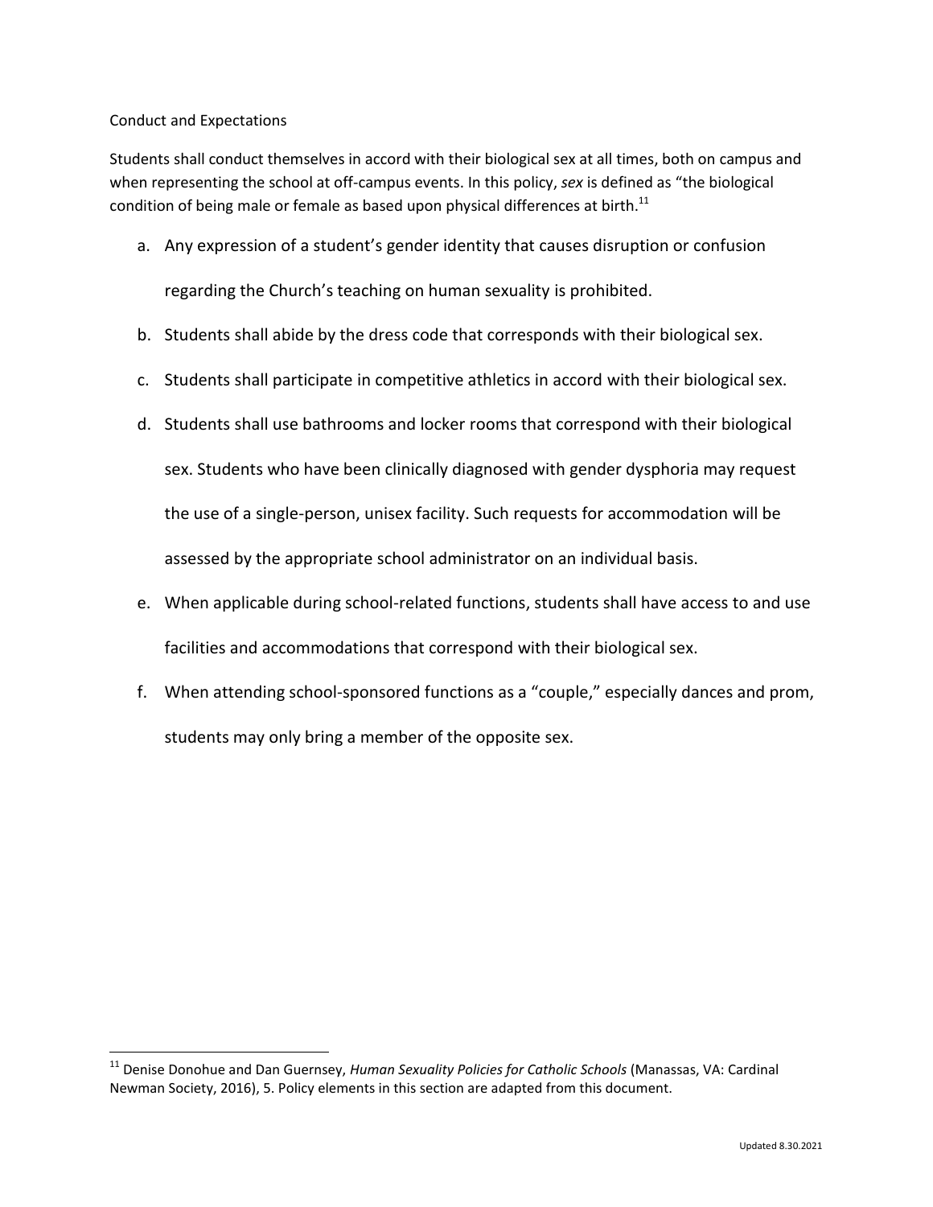Conduct and Expectations

Students shall conduct themselves in accord with their biological sex at all times, both on campus and when representing the school at off-campus events. In this policy, *sex* is defined as "the biological condition of being male or female as based upon physical differences at birth.[11]

a. Any expression of a student's gender identity that causes disruption or confusion regarding the Church's teaching on human sexuality is prohibited.
b. Students shall abide by the dress code that corresponds with their biological sex.
c. Students shall participate in competitive athletics in accord with their biological sex.
d. Students shall use bathrooms and locker rooms that correspond with their biological sex. Students who have been clinically diagnosed with gender dysphoria may request the use of a single-person, unisex facility. Such requests for accommodation will be assessed by the appropriate school administrator on an individual basis.
e. When applicable during school-related functions, students shall have access to and use facilities and accommodations that correspond with their biological sex.
f. When attending school-sponsored functions as a "couple," especially dances and prom, students may only bring a member of the opposite sex.

---

[11] Denise Donohue and Dan Guernsey, *Human Sexuality Policies for Catholic Schools* (Manassas, VA: Cardinal Newman Society, 2016), 5. Policy elements in this section are adapted from this document.

Updated 8.30.2021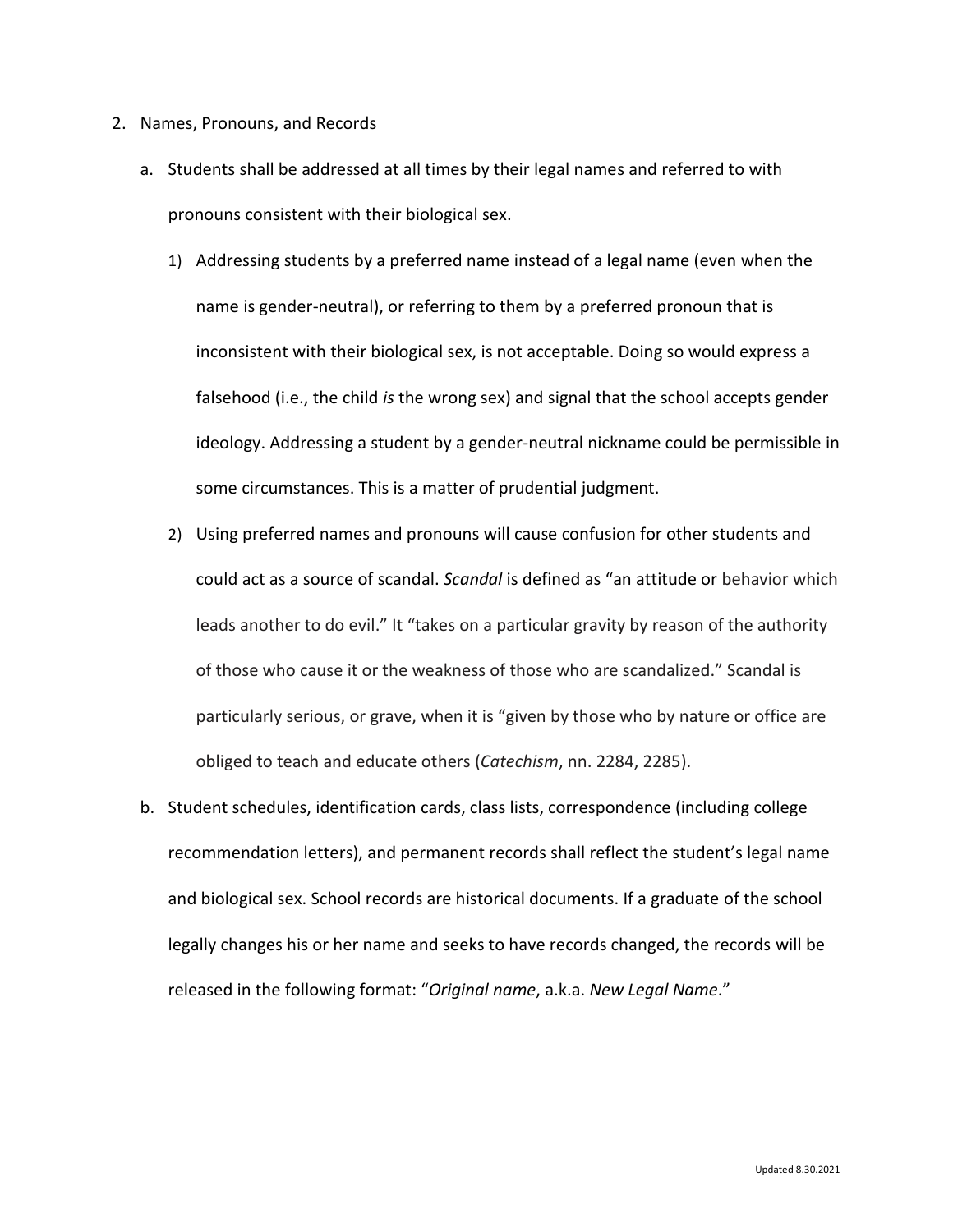2. Names, Pronouns, and Records

    a. Students shall be addressed at all times by their legal names and referred to with pronouns consistent with their biological sex.

        1) Addressing students by a preferred name instead of a legal name (even when the name is gender-neutral), or referring to them by a preferred pronoun that is inconsistent with their biological sex, is not acceptable. Doing so would express a falsehood (i.e., the child *is* the wrong sex) and signal that the school accepts gender ideology. Addressing a student by a gender-neutral nickname could be permissible in some circumstances. This is a matter of prudential judgment.

        2) Using preferred names and pronouns will cause confusion for other students and could act as a source of scandal. *Scandal* is defined as "an attitude or behavior which leads another to do evil." It "takes on a particular gravity by reason of the authority of those who cause it or the weakness of those who are scandalized." Scandal is particularly serious, or grave, when it is "given by those who by nature or office are obliged to teach and educate others (*Catechism*, nn. 2284, 2285).

    b. Student schedules, identification cards, class lists, correspondence (including college recommendation letters), and permanent records shall reflect the student's legal name and biological sex. School records are historical documents. If a graduate of the school legally changes his or her name and seeks to have records changed, the records will be released in the following format: "*Original name*, a.k.a. *New Legal Name*."

Updated 8.30.2021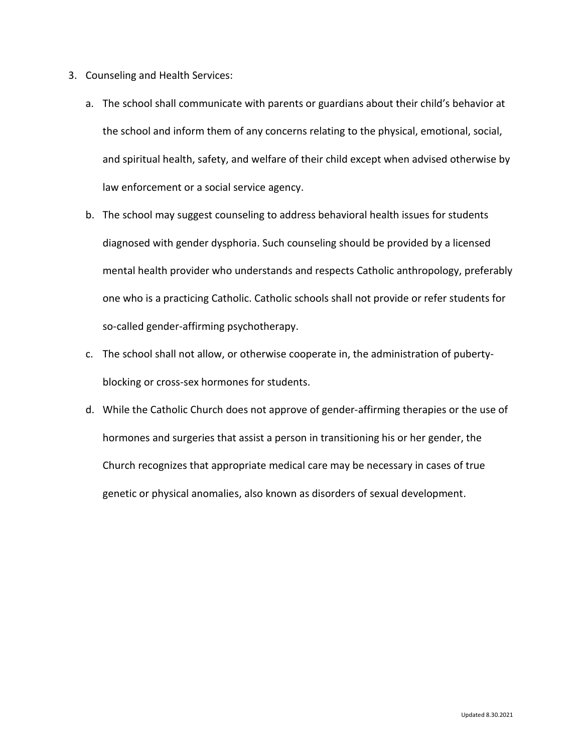3. Counseling and Health Services:

   a. The school shall communicate with parents or guardians about their child's behavior at the school and inform them of any concerns relating to the physical, emotional, social, and spiritual health, safety, and welfare of their child except when advised otherwise by law enforcement or a social service agency.

   b. The school may suggest counseling to address behavioral health issues for students diagnosed with gender dysphoria. Such counseling should be provided by a licensed mental health provider who understands and respects Catholic anthropology, preferably one who is a practicing Catholic. Catholic schools shall not provide or refer students for so-called gender-affirming psychotherapy.

   c. The school shall not allow, or otherwise cooperate in, the administration of puberty-blocking or cross-sex hormones for students.

   d. While the Catholic Church does not approve of gender-affirming therapies or the use of hormones and surgeries that assist a person in transitioning his or her gender, the Church recognizes that appropriate medical care may be necessary in cases of true genetic or physical anomalies, also known as disorders of sexual development.